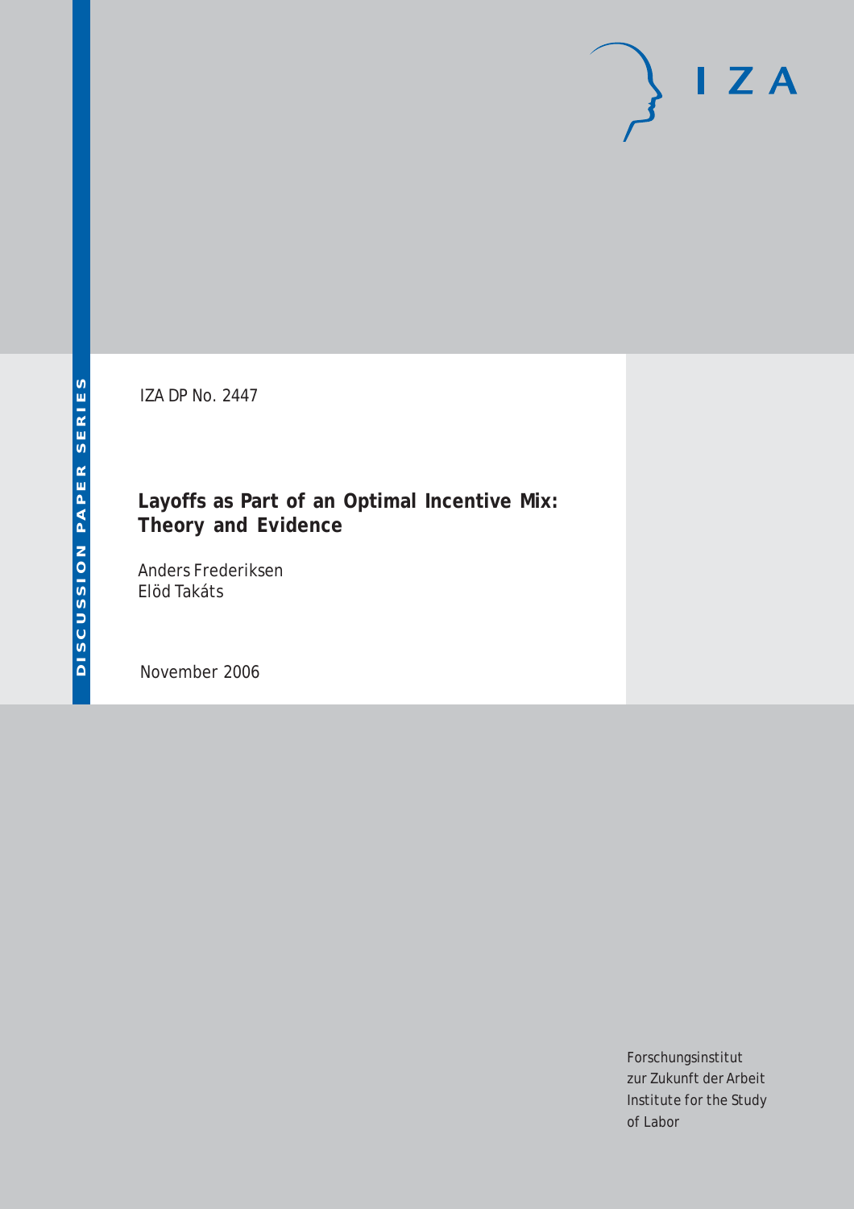DISCUSSION PAPER SERIES

IZA DP No. 2447

# Layoffs as Part of an Optimal Incentive Mix: Theory and Evidence

Anders Frederiksen
Elöd Takáts

November 2006

Forschungsinstitut
zur Zukunft der Arbeit
Institute for the Study
of Labor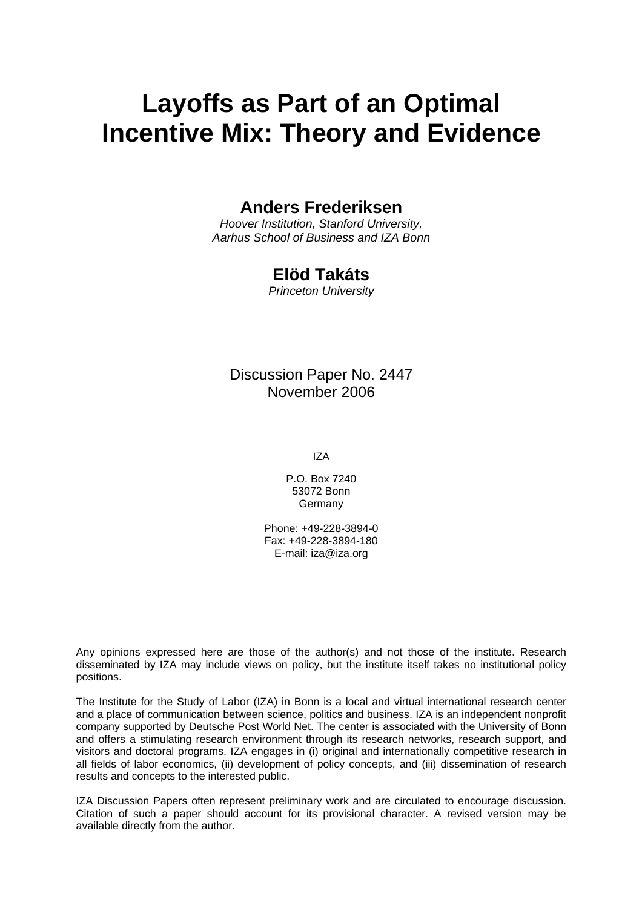# Layoffs as Part of an Optimal Incentive Mix: Theory and Evidence

**Anders Frederiksen**

*Hoover Institution, Stanford University, Aarhus School of Business and IZA Bonn*

**Elöd Takáts**

*Princeton University*

Discussion Paper No. 2447
November 2006

IZA

P.O. Box 7240
53072 Bonn
Germany

Phone: +49-228-3894-0
Fax: +49-228-3894-180
E-mail: iza@iza.org

Any opinions expressed here are those of the author(s) and not those of the institute. Research disseminated by IZA may include views on policy, but the institute itself takes no institutional policy positions.

The Institute for the Study of Labor (IZA) in Bonn is a local and virtual international research center and a place of communication between science, politics and business. IZA is an independent nonprofit company supported by Deutsche Post World Net. The center is associated with the University of Bonn and offers a stimulating research environment through its research networks, research support, and visitors and doctoral programs. IZA engages in (i) original and internationally competitive research in all fields of labor economics, (ii) development of policy concepts, and (iii) dissemination of research results and concepts to the interested public.

IZA Discussion Papers often represent preliminary work and are circulated to encourage discussion. Citation of such a paper should account for its provisional character. A revised version may be available directly from the author.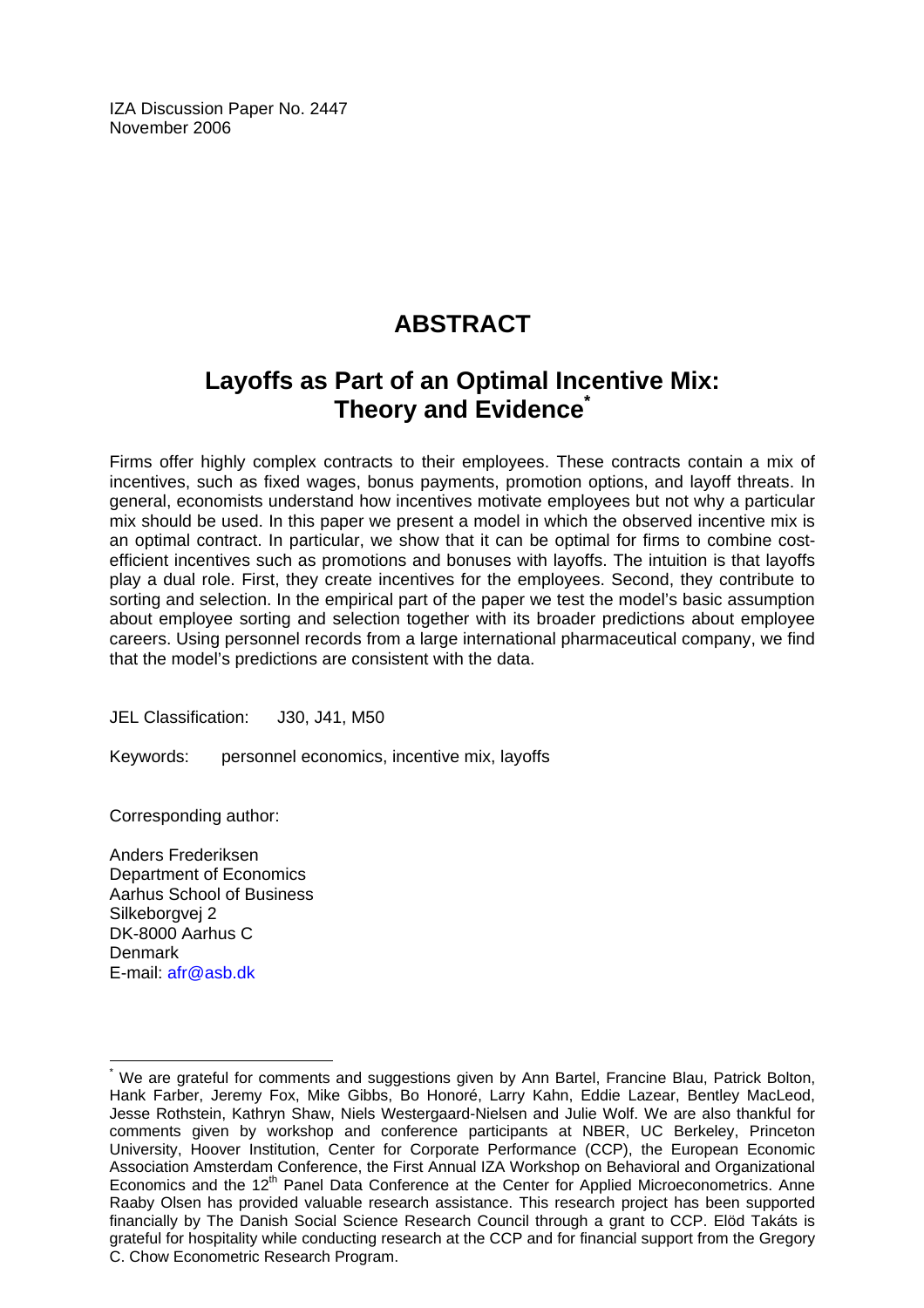IZA Discussion Paper No. 2447
November 2006

# ABSTRACT

## Layoffs as Part of an Optimal Incentive Mix: Theory and Evidence*

Firms offer highly complex contracts to their employees. These contracts contain a mix of incentives, such as fixed wages, bonus payments, promotion options, and layoff threats. In general, economists understand how incentives motivate employees but not why a particular mix should be used. In this paper we present a model in which the observed incentive mix is an optimal contract. In particular, we show that it can be optimal for firms to combine cost-efficient incentives such as promotions and bonuses with layoffs. The intuition is that layoffs play a dual role. First, they create incentives for the employees. Second, they contribute to sorting and selection. In the empirical part of the paper we test the model's basic assumption about employee sorting and selection together with its broader predictions about employee careers. Using personnel records from a large international pharmaceutical company, we find that the model's predictions are consistent with the data.

JEL Classification: J30, J41, M50

Keywords: personnel economics, incentive mix, layoffs

Corresponding author:

Anders Frederiksen
Department of Economics
Aarhus School of Business
Silkeborgvej 2
DK-8000 Aarhus C
Denmark
E-mail: afr@asb.dk

---

* We are grateful for comments and suggestions given by Ann Bartel, Francine Blau, Patrick Bolton, Hank Farber, Jeremy Fox, Mike Gibbs, Bo Honoré, Larry Kahn, Eddie Lazear, Bentley MacLeod, Jesse Rothstein, Kathryn Shaw, Niels Westergaard-Nielsen and Julie Wolf. We are also thankful for comments given by workshop and conference participants at NBER, UC Berkeley, Princeton University, Hoover Institution, Center for Corporate Performance (CCP), the European Economic Association Amsterdam Conference, the First Annual IZA Workshop on Behavioral and Organizational Economics and the 12th Panel Data Conference at the Center for Applied Microeconometrics. Anne Raaby Olsen has provided valuable research assistance. This research project has been supported financially by The Danish Social Science Research Council through a grant to CCP. Elöd Takáts is grateful for hospitality while conducting research at the CCP and for financial support from the Gregory C. Chow Econometric Research Program.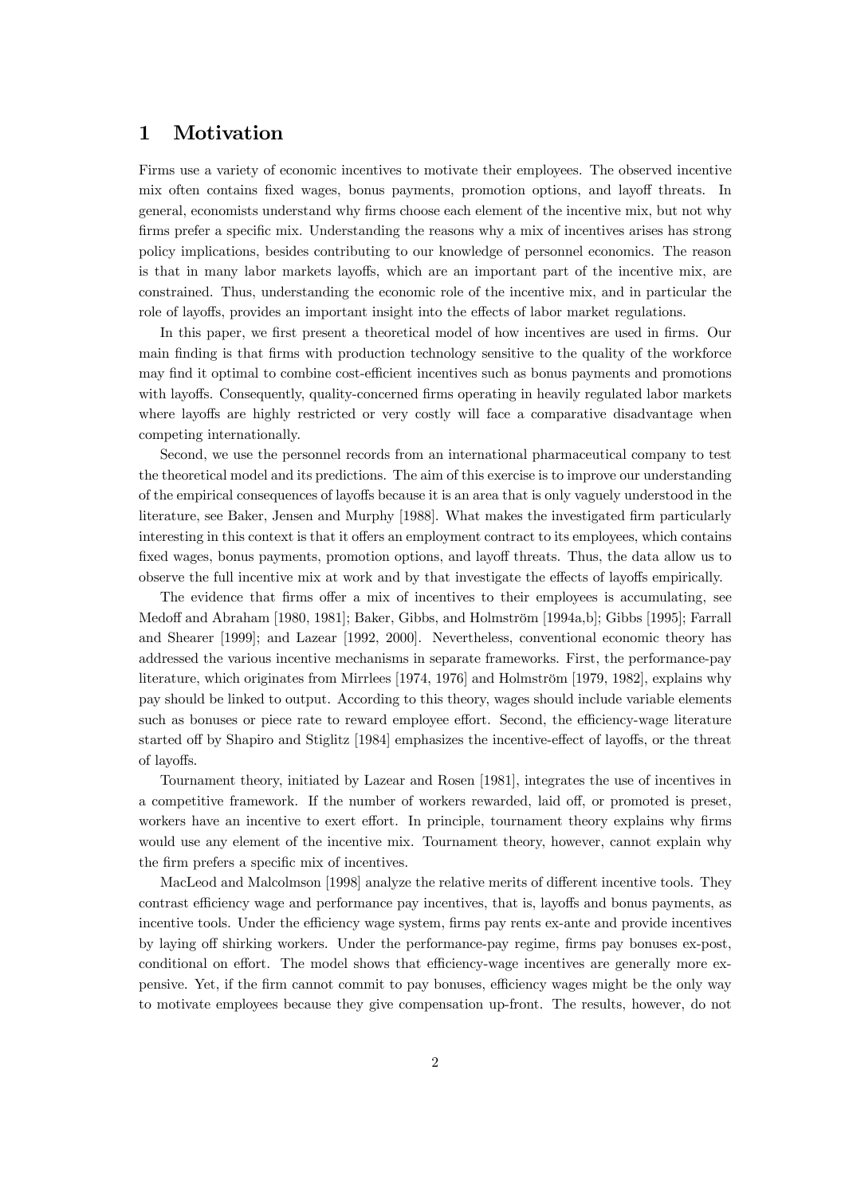# 1 Motivation

Firms use a variety of economic incentives to motivate their employees. The observed incentive mix often contains fixed wages, bonus payments, promotion options, and layoff threats. In general, economists understand why firms choose each element of the incentive mix, but not why firms prefer a specific mix. Understanding the reasons why a mix of incentives arises has strong policy implications, besides contributing to our knowledge of personnel economics. The reason is that in many labor markets layoffs, which are an important part of the incentive mix, are constrained. Thus, understanding the economic role of the incentive mix, and in particular the role of layoffs, provides an important insight into the effects of labor market regulations.

In this paper, we first present a theoretical model of how incentives are used in firms. Our main finding is that firms with production technology sensitive to the quality of the workforce may find it optimal to combine cost-efficient incentives such as bonus payments and promotions with layoffs. Consequently, quality-concerned firms operating in heavily regulated labor markets where layoffs are highly restricted or very costly will face a comparative disadvantage when competing internationally.

Second, we use the personnel records from an international pharmaceutical company to test the theoretical model and its predictions. The aim of this exercise is to improve our understanding of the empirical consequences of layoffs because it is an area that is only vaguely understood in the literature, see Baker, Jensen and Murphy [1988]. What makes the investigated firm particularly interesting in this context is that it offers an employment contract to its employees, which contains fixed wages, bonus payments, promotion options, and layoff threats. Thus, the data allow us to observe the full incentive mix at work and by that investigate the effects of layoffs empirically.

The evidence that firms offer a mix of incentives to their employees is accumulating, see Medoff and Abraham [1980, 1981]; Baker, Gibbs, and Holmström [1994a,b]; Gibbs [1995]; Farrall and Shearer [1999]; and Lazear [1992, 2000]. Nevertheless, conventional economic theory has addressed the various incentive mechanisms in separate frameworks. First, the performance-pay literature, which originates from Mirrlees [1974, 1976] and Holmström [1979, 1982], explains why pay should be linked to output. According to this theory, wages should include variable elements such as bonuses or piece rate to reward employee effort. Second, the efficiency-wage literature started off by Shapiro and Stiglitz [1984] emphasizes the incentive-effect of layoffs, or the threat of layoffs.

Tournament theory, initiated by Lazear and Rosen [1981], integrates the use of incentives in a competitive framework. If the number of workers rewarded, laid off, or promoted is preset, workers have an incentive to exert effort. In principle, tournament theory explains why firms would use any element of the incentive mix. Tournament theory, however, cannot explain why the firm prefers a specific mix of incentives.

MacLeod and Malcolmson [1998] analyze the relative merits of different incentive tools. They contrast efficiency wage and performance pay incentives, that is, layoffs and bonus payments, as incentive tools. Under the efficiency wage system, firms pay rents ex-ante and provide incentives by laying off shirking workers. Under the performance-pay regime, firms pay bonuses ex-post, conditional on effort. The model shows that efficiency-wage incentives are generally more expensive. Yet, if the firm cannot commit to pay bonuses, efficiency wages might be the only way to motivate employees because they give compensation up-front. The results, however, do not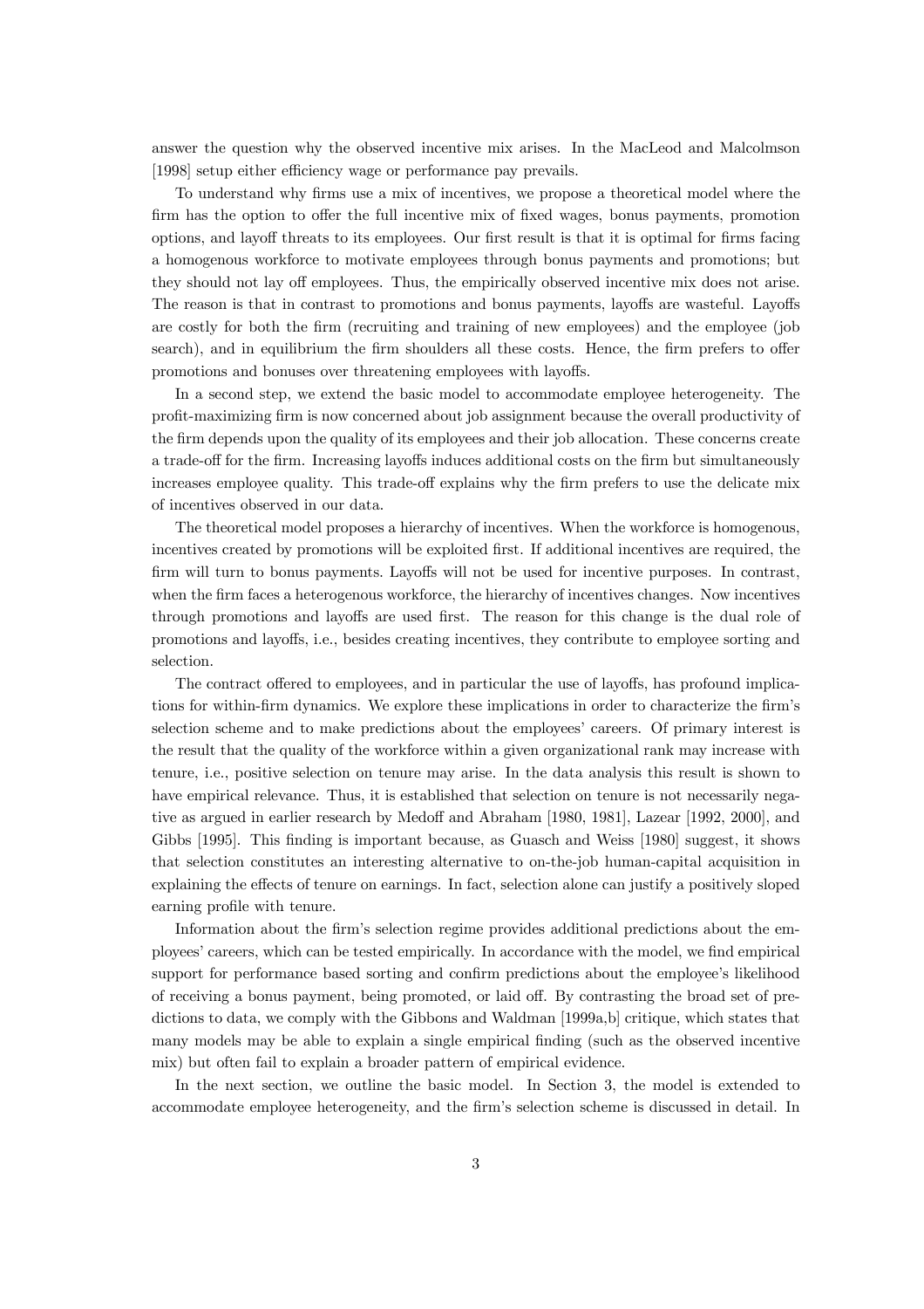answer the question why the observed incentive mix arises. In the MacLeod and Malcolmson [1998] setup either efficiency wage or performance pay prevails.

To understand why firms use a mix of incentives, we propose a theoretical model where the firm has the option to offer the full incentive mix of fixed wages, bonus payments, promotion options, and layoff threats to its employees. Our first result is that it is optimal for firms facing a homogenous workforce to motivate employees through bonus payments and promotions; but they should not lay off employees. Thus, the empirically observed incentive mix does not arise. The reason is that in contrast to promotions and bonus payments, layoffs are wasteful. Layoffs are costly for both the firm (recruiting and training of new employees) and the employee (job search), and in equilibrium the firm shoulders all these costs. Hence, the firm prefers to offer promotions and bonuses over threatening employees with layoffs.

In a second step, we extend the basic model to accommodate employee heterogeneity. The profit-maximizing firm is now concerned about job assignment because the overall productivity of the firm depends upon the quality of its employees and their job allocation. These concerns create a trade-off for the firm. Increasing layoffs induces additional costs on the firm but simultaneously increases employee quality. This trade-off explains why the firm prefers to use the delicate mix of incentives observed in our data.

The theoretical model proposes a hierarchy of incentives. When the workforce is homogenous, incentives created by promotions will be exploited first. If additional incentives are required, the firm will turn to bonus payments. Layoffs will not be used for incentive purposes. In contrast, when the firm faces a heterogenous workforce, the hierarchy of incentives changes. Now incentives through promotions and layoffs are used first. The reason for this change is the dual role of promotions and layoffs, i.e., besides creating incentives, they contribute to employee sorting and selection.

The contract offered to employees, and in particular the use of layoffs, has profound implications for within-firm dynamics. We explore these implications in order to characterize the firm's selection scheme and to make predictions about the employees' careers. Of primary interest is the result that the quality of the workforce within a given organizational rank may increase with tenure, i.e., positive selection on tenure may arise. In the data analysis this result is shown to have empirical relevance. Thus, it is established that selection on tenure is not necessarily negative as argued in earlier research by Medoff and Abraham [1980, 1981], Lazear [1992, 2000], and Gibbs [1995]. This finding is important because, as Guasch and Weiss [1980] suggest, it shows that selection constitutes an interesting alternative to on-the-job human-capital acquisition in explaining the effects of tenure on earnings. In fact, selection alone can justify a positively sloped earning profile with tenure.

Information about the firm's selection regime provides additional predictions about the employees' careers, which can be tested empirically. In accordance with the model, we find empirical support for performance based sorting and confirm predictions about the employee's likelihood of receiving a bonus payment, being promoted, or laid off. By contrasting the broad set of predictions to data, we comply with the Gibbons and Waldman [1999a,b] critique, which states that many models may be able to explain a single empirical finding (such as the observed incentive mix) but often fail to explain a broader pattern of empirical evidence.

In the next section, we outline the basic model. In Section 3, the model is extended to accommodate employee heterogeneity, and the firm's selection scheme is discussed in detail. In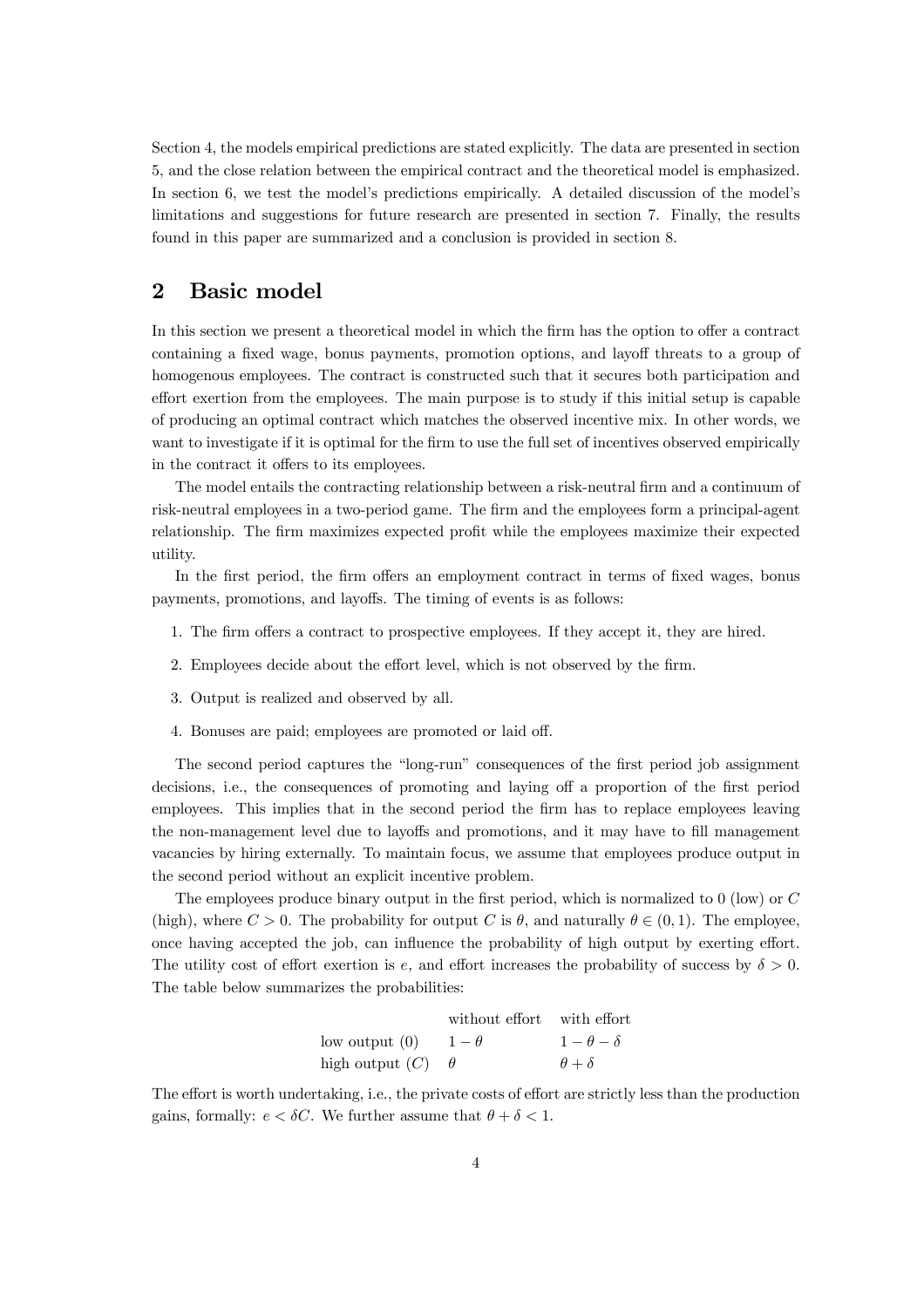Section 4, the models empirical predictions are stated explicitly. The data are presented in section 5, and the close relation between the empirical contract and the theoretical model is emphasized. In section 6, we test the model's predictions empirically. A detailed discussion of the model's limitations and suggestions for future research are presented in section 7. Finally, the results found in this paper are summarized and a conclusion is provided in section 8.

## 2 Basic model

In this section we present a theoretical model in which the firm has the option to offer a contract containing a fixed wage, bonus payments, promotion options, and layoff threats to a group of homogenous employees. The contract is constructed such that it secures both participation and effort exertion from the employees. The main purpose is to study if this initial setup is capable of producing an optimal contract which matches the observed incentive mix. In other words, we want to investigate if it is optimal for the firm to use the full set of incentives observed empirically in the contract it offers to its employees.

The model entails the contracting relationship between a risk-neutral firm and a continuum of risk-neutral employees in a two-period game. The firm and the employees form a principal-agent relationship. The firm maximizes expected profit while the employees maximize their expected utility.

In the first period, the firm offers an employment contract in terms of fixed wages, bonus payments, promotions, and layoffs. The timing of events is as follows:

1. The firm offers a contract to prospective employees. If they accept it, they are hired.
2. Employees decide about the effort level, which is not observed by the firm.
3. Output is realized and observed by all.
4. Bonuses are paid; employees are promoted or laid off.

The second period captures the "long-run" consequences of the first period job assignment decisions, i.e., the consequences of promoting and laying off a proportion of the first period employees. This implies that in the second period the firm has to replace employees leaving the non-management level due to layoffs and promotions, and it may have to fill management vacancies by hiring externally. To maintain focus, we assume that employees produce output in the second period without an explicit incentive problem.

The employees produce binary output in the first period, which is normalized to 0 (low) or $C$ (high), where $C > 0$. The probability for output $C$ is $\theta$, and naturally $\theta \in (0, 1)$. The employee, once having accepted the job, can influence the probability of high output by exerting effort. The utility cost of effort exertion is $e$, and effort increases the probability of success by $\delta > 0$. The table below summarizes the probabilities:

| | without effort | with effort |
|---|---|---|
| low output (0) | $1 - \theta$ | $1 - \theta - \delta$ |
| high output ($C$) | $\theta$ | $\theta + \delta$ |

The effort is worth undertaking, i.e., the private costs of effort are strictly less than the production gains, formally: $e < \delta C$. We further assume that $\theta + \delta < 1$.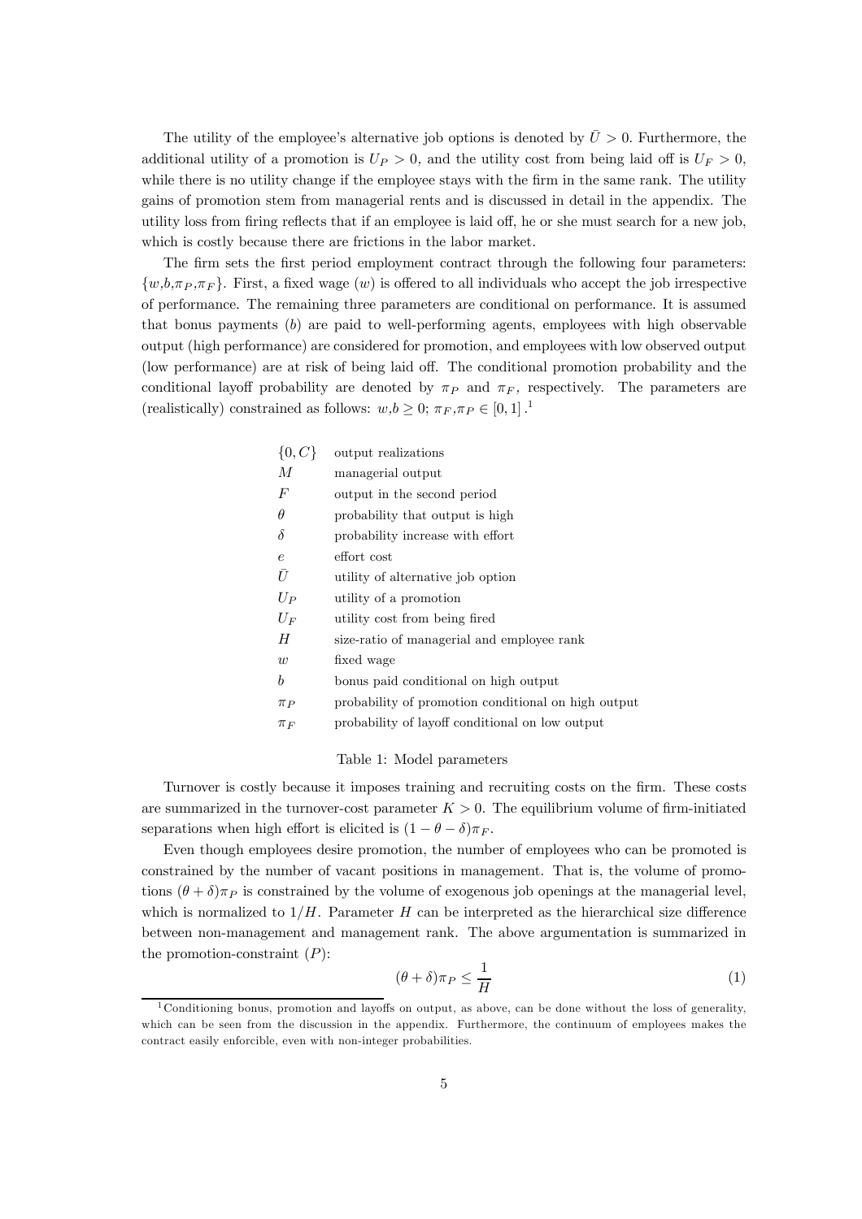The utility of the employee's alternative job options is denoted by $\bar{U} > 0$. Furthermore, the additional utility of a promotion is $U_P > 0$, and the utility cost from being laid off is $U_F > 0$, while there is no utility change if the employee stays with the firm in the same rank. The utility gains of promotion stem from managerial rents and is discussed in detail in the appendix. The utility loss from firing reflects that if an employee is laid off, he or she must search for a new job, which is costly because there are frictions in the labor market.

The firm sets the first period employment contract through the following four parameters: $\{w, b, \pi_P, \pi_F\}$. First, a fixed wage ($w$) is offered to all individuals who accept the job irrespective of performance. The remaining three parameters are conditional on performance. It is assumed that bonus payments ($b$) are paid to well-performing agents, employees with high observable output (high performance) are considered for promotion, and employees with low observed output (low performance) are at risk of being laid off. The conditional promotion probability and the conditional layoff probability are denoted by $\pi_P$ and $\pi_F$, respectively. The parameters are (realistically) constrained as follows: $w, b \geq 0$; $\pi_F, \pi_P \in [0, 1]$.[1]

| | |
|---|---|
| $\{0, C\}$ | output realizations |
| $M$ | managerial output |
| $F$ | output in the second period |
| $\theta$ | probability that output is high |
| $\delta$ | probability increase with effort |
| $e$ | effort cost |
| $\bar{U}$ | utility of alternative job option |
| $U_P$ | utility of a promotion |
| $U_F$ | utility cost from being fired |
| $H$ | size-ratio of managerial and employee rank |
| $w$ | fixed wage |
| $b$ | bonus paid conditional on high output |
| $\pi_P$ | probability of promotion conditional on high output |
| $\pi_F$ | probability of layoff conditional on low output |

Table 1: Model parameters

Turnover is costly because it imposes training and recruiting costs on the firm. These costs are summarized in the turnover-cost parameter $K > 0$. The equilibrium volume of firm-initiated separations when high effort is elicited is $(1 - \theta - \delta)\pi_F$.

Even though employees desire promotion, the number of employees who can be promoted is constrained by the number of vacant positions in management. That is, the volume of promotions $(\theta + \delta)\pi_P$ is constrained by the volume of exogenous job openings at the managerial level, which is normalized to $1/H$. Parameter $H$ can be interpreted as the hierarchical size difference between non-management and management rank. The above argumentation is summarized in the promotion-constraint ($P$):

$$(\theta + \delta)\pi_P \leq \frac{1}{H} \tag{1}$$

[1] Conditioning bonus, promotion and layoffs on output, as above, can be done without the loss of generality, which can be seen from the discussion in the appendix. Furthermore, the continuum of employees makes the contract easily enforcible, even with non-integer probabilities.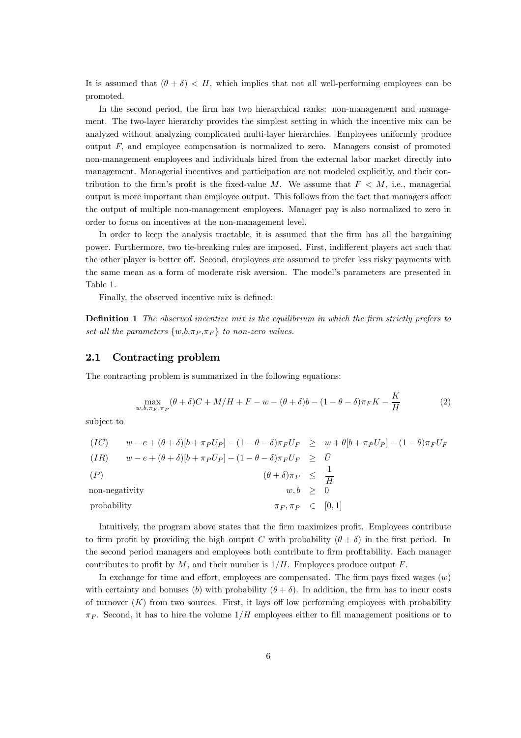It is assumed that $(\theta + \delta) < H$, which implies that not all well-performing employees can be promoted.

In the second period, the firm has two hierarchical ranks: non-management and management. The two-layer hierarchy provides the simplest setting in which the incentive mix can be analyzed without analyzing complicated multi-layer hierarchies. Employees uniformly produce output $F$, and employee compensation is normalized to zero. Managers consist of promoted non-management employees and individuals hired from the external labor market directly into management. Managerial incentives and participation are not modeled explicitly, and their contribution to the firm's profit is the fixed-value $M$. We assume that $F < M$, i.e., managerial output is more important than employee output. This follows from the fact that managers affect the output of multiple non-management employees. Manager pay is also normalized to zero in order to focus on incentives at the non-management level.

In order to keep the analysis tractable, it is assumed that the firm has all the bargaining power. Furthermore, two tie-breaking rules are imposed. First, indifferent players act such that the other player is better off. Second, employees are assumed to prefer less risky payments with the same mean as a form of moderate risk aversion. The model's parameters are presented in Table 1.

Finally, the observed incentive mix is defined:

**Definition 1** *The observed incentive mix is the equilibrium in which the firm strictly prefers to set all the parameters* $\{w, b, \pi_P, \pi_F\}$ *to non-zero values.*

## 2.1 Contracting problem

The contracting problem is summarized in the following equations:

$$\max_{w,b,\pi_F,\pi_P} (\theta + \delta)C + M/H + F - w - (\theta + \delta)b - (1 - \theta - \delta)\pi_F K - \frac{K}{H} \tag{2}$$

subject to

$$
\begin{array}{llcl}
(IC) & w - e + (\theta + \delta)[b + \pi_P U_P] - (1 - \theta - \delta)\pi_F U_F & \geq & w + \theta[b + \pi_P U_P] - (1 - \theta)\pi_F U_F \\
(IR) & w - e + (\theta + \delta)[b + \pi_P U_P] - (1 - \theta - \delta)\pi_F U_F & \geq & \bar{U} \\
(P) & (\theta + \delta)\pi_P & \leq & \dfrac{1}{H} \\
\text{non-negativity} & w, b & \geq & 0 \\
\text{probability} & \pi_F, \pi_P & \in & [0, 1]
\end{array}
$$

Intuitively, the program above states that the firm maximizes profit. Employees contribute to firm profit by providing the high output $C$ with probability $(\theta + \delta)$ in the first period. In the second period managers and employees both contribute to firm profitability. Each manager contributes to profit by $M$, and their number is $1/H$. Employees produce output $F$.

In exchange for time and effort, employees are compensated. The firm pays fixed wages ($w$) with certainty and bonuses ($b$) with probability $(\theta + \delta)$. In addition, the firm has to incur costs of turnover ($K$) from two sources. First, it lays off low performing employees with probability $\pi_F$. Second, it has to hire the volume $1/H$ employees either to fill management positions or to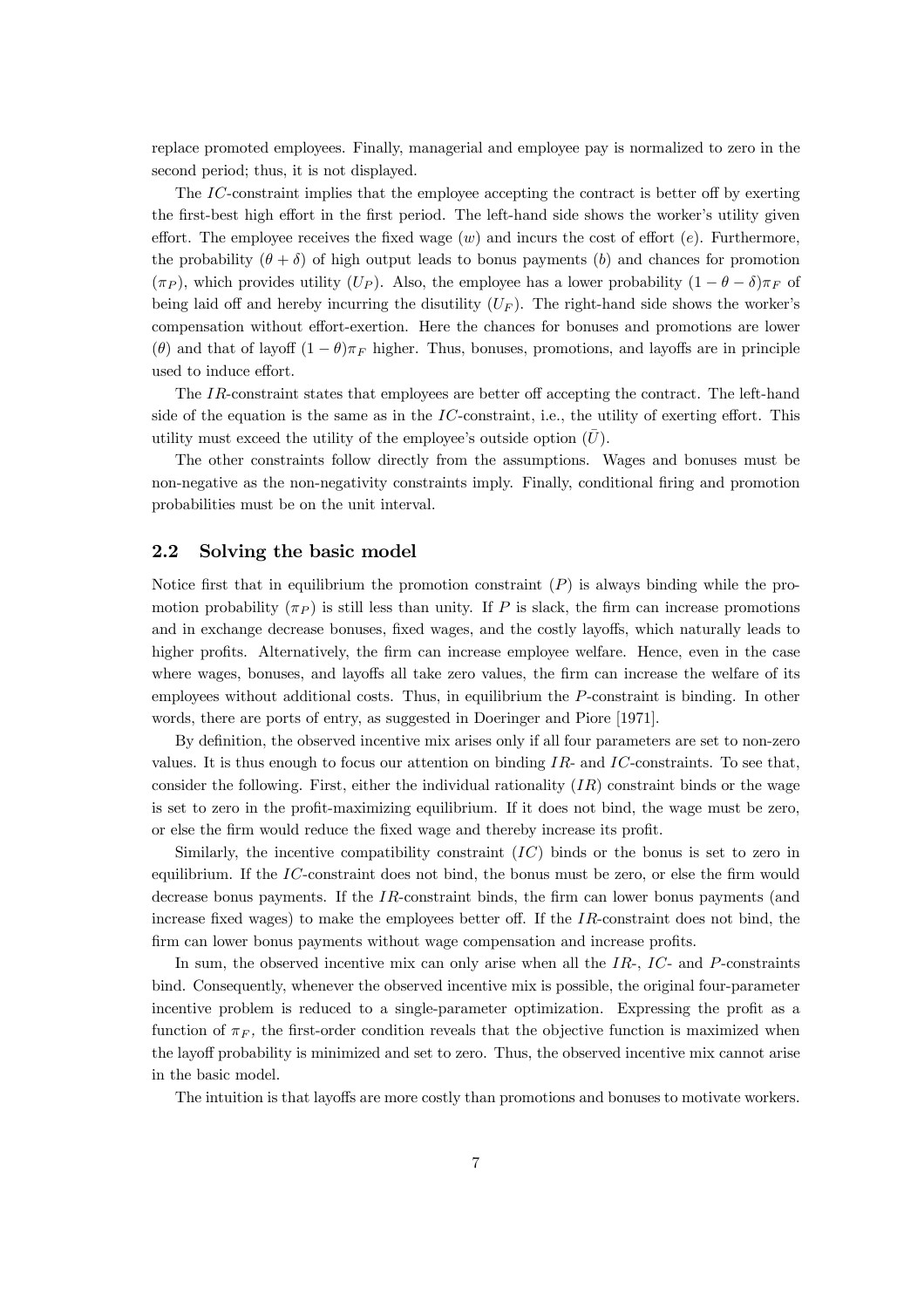replace promoted employees. Finally, managerial and employee pay is normalized to zero in the second period; thus, it is not displayed.

The $IC$-constraint implies that the employee accepting the contract is better off by exerting the first-best high effort in the first period. The left-hand side shows the worker's utility given effort. The employee receives the fixed wage ($w$) and incurs the cost of effort ($e$). Furthermore, the probability ($\theta + \delta$) of high output leads to bonus payments ($b$) and chances for promotion ($\pi_P$), which provides utility ($U_P$). Also, the employee has a lower probability $(1 - \theta - \delta)\pi_F$ of being laid off and hereby incurring the disutility ($U_F$). The right-hand side shows the worker's compensation without effort-exertion. Here the chances for bonuses and promotions are lower ($\theta$) and that of layoff $(1 - \theta)\pi_F$ higher. Thus, bonuses, promotions, and layoffs are in principle used to induce effort.

The $IR$-constraint states that employees are better off accepting the contract. The left-hand side of the equation is the same as in the $IC$-constraint, i.e., the utility of exerting effort. This utility must exceed the utility of the employee's outside option ($\bar{U}$).

The other constraints follow directly from the assumptions. Wages and bonuses must be non-negative as the non-negativity constraints imply. Finally, conditional firing and promotion probabilities must be on the unit interval.

## 2.2 Solving the basic model

Notice first that in equilibrium the promotion constraint ($P$) is always binding while the promotion probability ($\pi_P$) is still less than unity. If $P$ is slack, the firm can increase promotions and in exchange decrease bonuses, fixed wages, and the costly layoffs, which naturally leads to higher profits. Alternatively, the firm can increase employee welfare. Hence, even in the case where wages, bonuses, and layoffs all take zero values, the firm can increase the welfare of its employees without additional costs. Thus, in equilibrium the $P$-constraint is binding. In other words, there are ports of entry, as suggested in Doeringer and Piore [1971].

By definition, the observed incentive mix arises only if all four parameters are set to non-zero values. It is thus enough to focus our attention on binding $IR$- and $IC$-constraints. To see that, consider the following. First, either the individual rationality ($IR$) constraint binds or the wage is set to zero in the profit-maximizing equilibrium. If it does not bind, the wage must be zero, or else the firm would reduce the fixed wage and thereby increase its profit.

Similarly, the incentive compatibility constraint ($IC$) binds or the bonus is set to zero in equilibrium. If the $IC$-constraint does not bind, the bonus must be zero, or else the firm would decrease bonus payments. If the $IR$-constraint binds, the firm can lower bonus payments (and increase fixed wages) to make the employees better off. If the $IR$-constraint does not bind, the firm can lower bonus payments without wage compensation and increase profits.

In sum, the observed incentive mix can only arise when all the $IR$-, $IC$- and $P$-constraints bind. Consequently, whenever the observed incentive mix is possible, the original four-parameter incentive problem is reduced to a single-parameter optimization. Expressing the profit as a function of $\pi_F$, the first-order condition reveals that the objective function is maximized when the layoff probability is minimized and set to zero. Thus, the observed incentive mix cannot arise in the basic model.

The intuition is that layoffs are more costly than promotions and bonuses to motivate workers.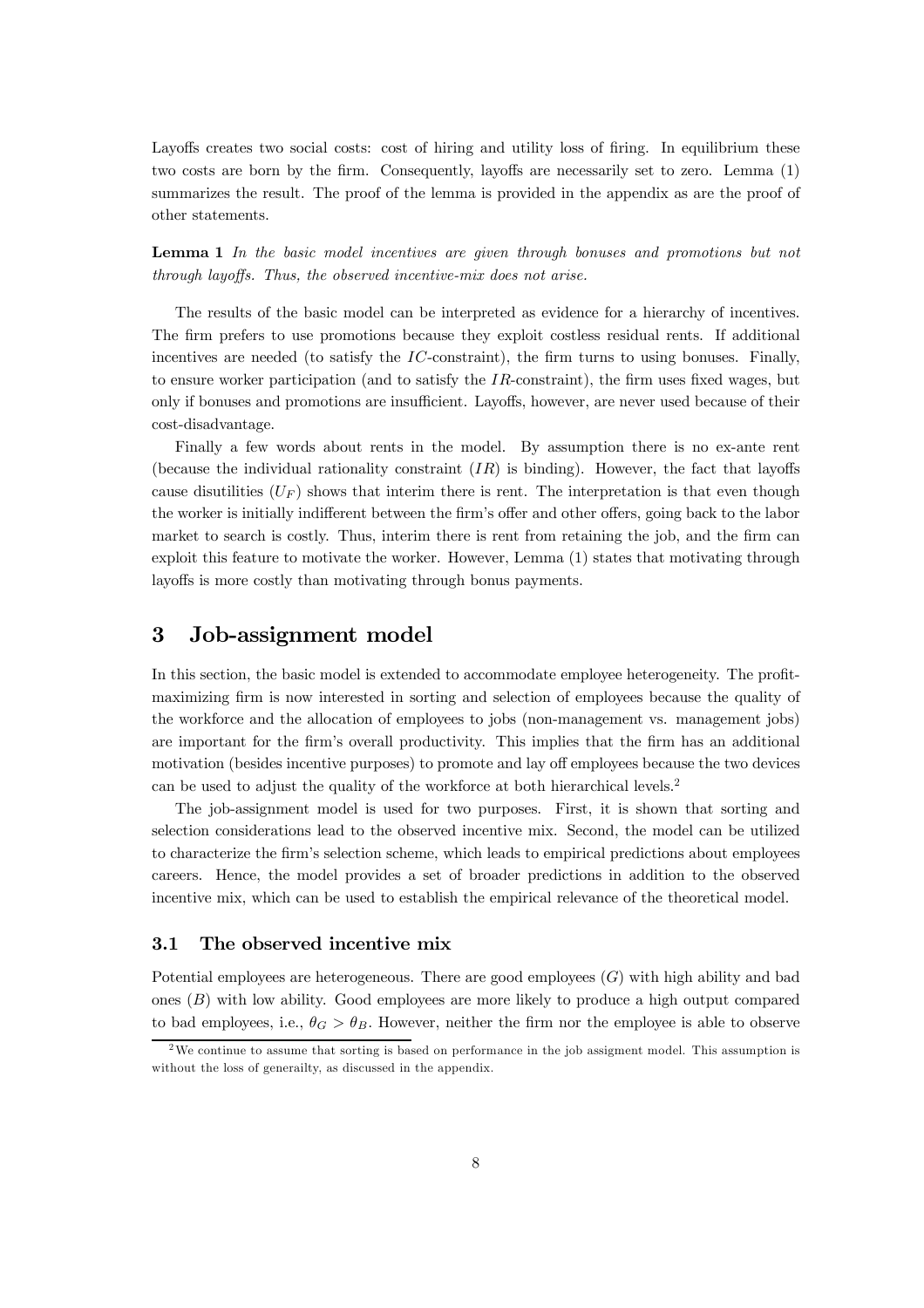Layoffs creates two social costs: cost of hiring and utility loss of firing. In equilibrium these two costs are born by the firm. Consequently, layoffs are necessarily set to zero. Lemma (1) summarizes the result. The proof of the lemma is provided in the appendix as are the proof of other statements.

**Lemma 1** *In the basic model incentives are given through bonuses and promotions but not through layoffs. Thus, the observed incentive-mix does not arise.*

The results of the basic model can be interpreted as evidence for a hierarchy of incentives. The firm prefers to use promotions because they exploit costless residual rents. If additional incentives are needed (to satisfy the $IC$-constraint), the firm turns to using bonuses. Finally, to ensure worker participation (and to satisfy the $IR$-constraint), the firm uses fixed wages, but only if bonuses and promotions are insufficient. Layoffs, however, are never used because of their cost-disadvantage.

Finally a few words about rents in the model. By assumption there is no ex-ante rent (because the individual rationality constraint ($IR$) is binding). However, the fact that layoffs cause disutilities ($U_F$) shows that interim there is rent. The interpretation is that even though the worker is initially indifferent between the firm's offer and other offers, going back to the labor market to search is costly. Thus, interim there is rent from retaining the job, and the firm can exploit this feature to motivate the worker. However, Lemma (1) states that motivating through layoffs is more costly than motivating through bonus payments.

## 3 Job-assignment model

In this section, the basic model is extended to accommodate employee heterogeneity. The profit-maximizing firm is now interested in sorting and selection of employees because the quality of the workforce and the allocation of employees to jobs (non-management vs. management jobs) are important for the firm's overall productivity. This implies that the firm has an additional motivation (besides incentive purposes) to promote and lay off employees because the two devices can be used to adjust the quality of the workforce at both hierarchical levels.[2]

The job-assignment model is used for two purposes. First, it is shown that sorting and selection considerations lead to the observed incentive mix. Second, the model can be utilized to characterize the firm's selection scheme, which leads to empirical predictions about employees careers. Hence, the model provides a set of broader predictions in addition to the observed incentive mix, which can be used to establish the empirical relevance of the theoretical model.

### 3.1 The observed incentive mix

Potential employees are heterogeneous. There are good employees ($G$) with high ability and bad ones ($B$) with low ability. Good employees are more likely to produce a high output compared to bad employees, i.e., $\theta_G > \theta_B$. However, neither the firm nor the employee is able to observe

[2] We continue to assume that sorting is based on performance in the job assigment model. This assumption is without the loss of generailty, as discussed in the appendix.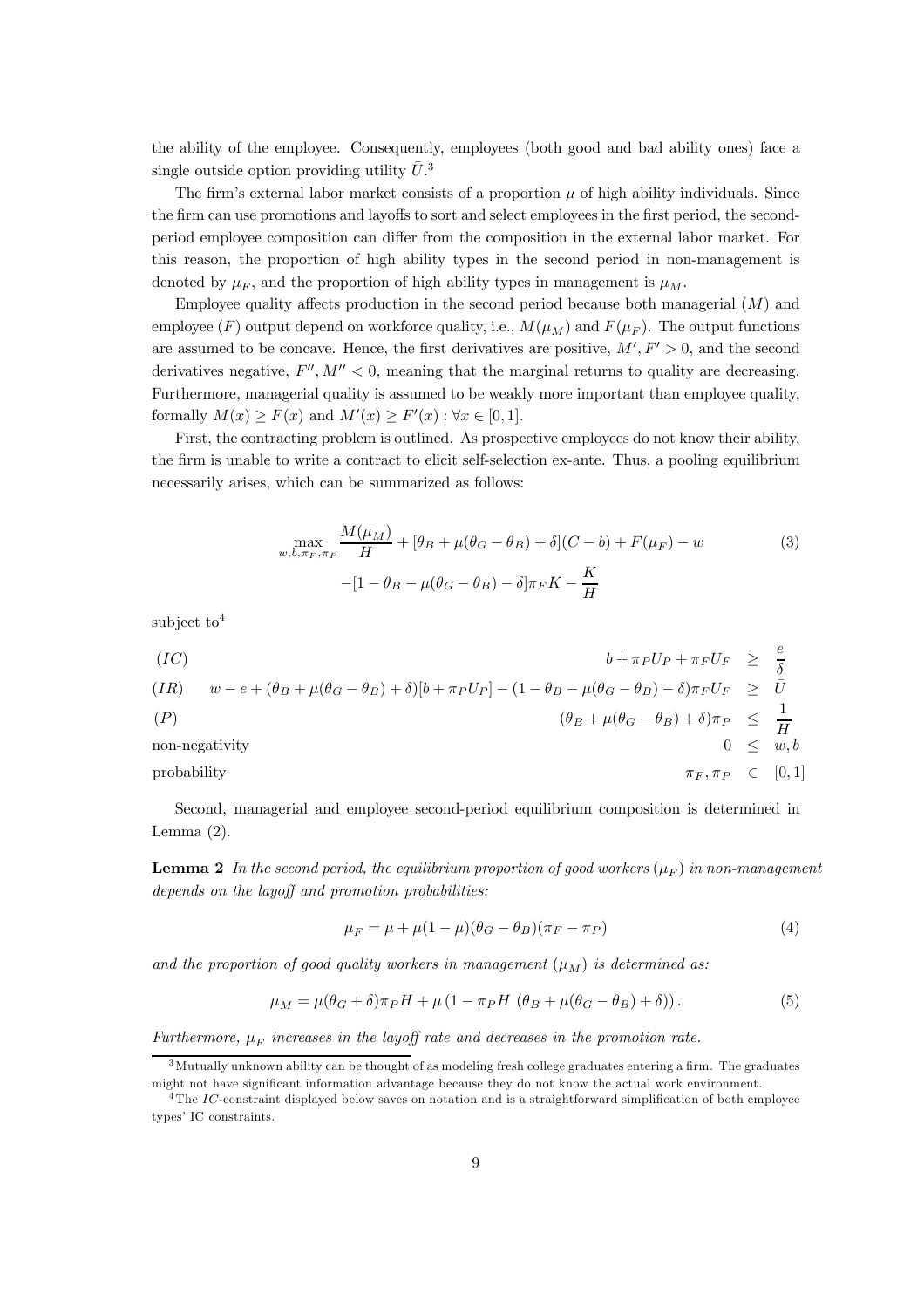the ability of the employee. Consequently, employees (both good and bad ability ones) face a single outside option providing utility $\bar{U}$.[3]

The firm's external labor market consists of a proportion $\mu$ of high ability individuals. Since the firm can use promotions and layoffs to sort and select employees in the first period, the second-period employee composition can differ from the composition in the external labor market. For this reason, the proportion of high ability types in the second period in non-management is denoted by $\mu_F$, and the proportion of high ability types in management is $\mu_M$.

Employee quality affects production in the second period because both managerial ($M$) and employee ($F$) output depend on workforce quality, i.e., $M(\mu_M)$ and $F(\mu_F)$. The output functions are assumed to be concave. Hence, the first derivatives are positive, $M', F' > 0$, and the second derivatives negative, $F'', M'' < 0$, meaning that the marginal returns to quality are decreasing. Furthermore, managerial quality is assumed to be weakly more important than employee quality, formally $M(x) \geq F(x)$ and $M'(x) \geq F'(x) : \forall x \in [0, 1]$.

First, the contracting problem is outlined. As prospective employees do not know their ability, the firm is unable to write a contract to elicit self-selection ex-ante. Thus, a pooling equilibrium necessarily arises, which can be summarized as follows:

$$\max_{w,b,\pi_F,\pi_P} \frac{M(\mu_M)}{H} + [\theta_B + \mu(\theta_G - \theta_B) + \delta](C - b) + F(\mu_F) - w \tag{3}$$
$$-[1 - \theta_B - \mu(\theta_G - \theta_B) - \delta]\pi_F K - \frac{K}{H}$$

subject to[4]

$$
\begin{array}{llrcl}
(IC) & & b + \pi_P U_P + \pi_F U_F & \geq & \dfrac{e}{\delta} \\
(IR) & w - e + (\theta_B + \mu(\theta_G - \theta_B) + \delta)[b + \pi_P U_P] - (1 - \theta_B - \mu(\theta_G - \theta_B) - \delta)\pi_F U_F & & \geq & \bar{U} \\
(P) & & (\theta_B + \mu(\theta_G - \theta_B) + \delta)\pi_P & \leq & \dfrac{1}{H} \\
\text{non-negativity} & & 0 & \leq & w, b \\
\text{probability} & & \pi_F, \pi_P & \in & [0, 1]
\end{array}
$$

Second, managerial and employee second-period equilibrium composition is determined in Lemma (2).

**Lemma 2** *In the second period, the equilibrium proportion of good workers ($\mu_F$) in non-management depends on the layoff and promotion probabilities:*

$$\mu_F = \mu + \mu(1 - \mu)(\theta_G - \theta_B)(\pi_F - \pi_P) \tag{4}$$

*and the proportion of good quality workers in management ($\mu_M$) is determined as:*

$$\mu_M = \mu(\theta_G + \delta)\pi_P H + \mu\left(1 - \pi_P H\ (\theta_B + \mu(\theta_G - \theta_B) + \delta)\right). \tag{5}$$

*Furthermore, $\mu_F$ increases in the layoff rate and decreases in the promotion rate.*

---

[3] Mutually unknown ability can be thought of as modeling fresh college graduates entering a firm. The graduates might not have significant information advantage because they do not know the actual work environment.

[4] The $IC$-constraint displayed below saves on notation and is a straightforward simplification of both employee types' IC constraints.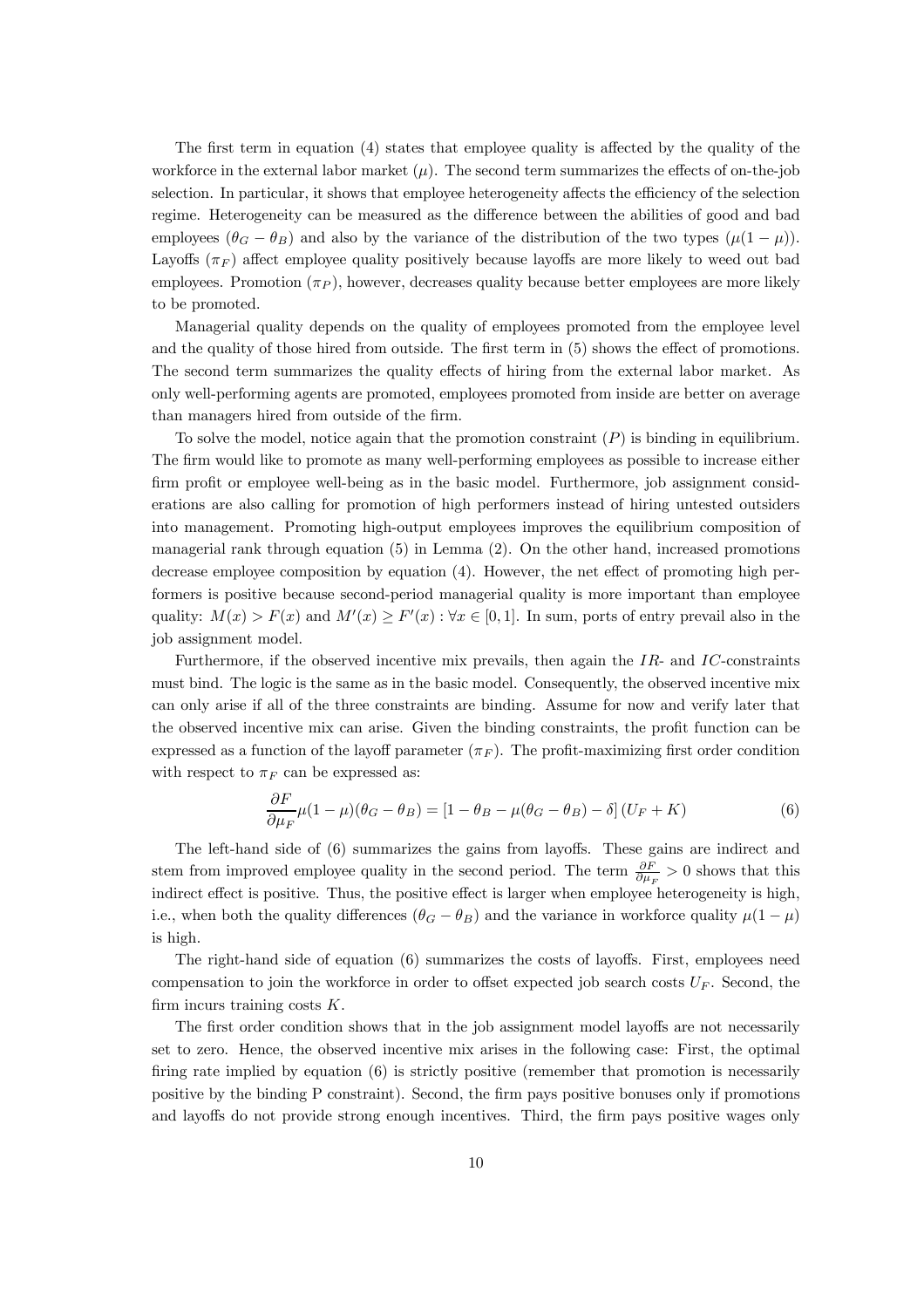The first term in equation (4) states that employee quality is affected by the quality of the workforce in the external labor market ($\mu$). The second term summarizes the effects of on-the-job selection. In particular, it shows that employee heterogeneity affects the efficiency of the selection regime. Heterogeneity can be measured as the difference between the abilities of good and bad employees ($\theta_G - \theta_B$) and also by the variance of the distribution of the two types ($\mu(1-\mu)$). Layoffs ($\pi_F$) affect employee quality positively because layoffs are more likely to weed out bad employees. Promotion ($\pi_P$), however, decreases quality because better employees are more likely to be promoted.

Managerial quality depends on the quality of employees promoted from the employee level and the quality of those hired from outside. The first term in (5) shows the effect of promotions. The second term summarizes the quality effects of hiring from the external labor market. As only well-performing agents are promoted, employees promoted from inside are better on average than managers hired from outside of the firm.

To solve the model, notice again that the promotion constraint ($P$) is binding in equilibrium. The firm would like to promote as many well-performing employees as possible to increase either firm profit or employee well-being as in the basic model. Furthermore, job assignment considerations are also calling for promotion of high performers instead of hiring untested outsiders into management. Promoting high-output employees improves the equilibrium composition of managerial rank through equation (5) in Lemma (2). On the other hand, increased promotions decrease employee composition by equation (4). However, the net effect of promoting high performers is positive because second-period managerial quality is more important than employee quality: $M(x) > F(x)$ and $M'(x) \geq F'(x) : \forall x \in [0,1]$. In sum, ports of entry prevail also in the job assignment model.

Furthermore, if the observed incentive mix prevails, then again the $IR$- and $IC$-constraints must bind. The logic is the same as in the basic model. Consequently, the observed incentive mix can only arise if all of the three constraints are binding. Assume for now and verify later that the observed incentive mix can arise. Given the binding constraints, the profit function can be expressed as a function of the layoff parameter ($\pi_F$). The profit-maximizing first order condition with respect to $\pi_F$ can be expressed as:

$$\frac{\partial F}{\partial \mu_F}\mu(1-\mu)(\theta_G - \theta_B) = \left[1 - \theta_B - \mu(\theta_G - \theta_B) - \delta\right](U_F + K) \tag{6}$$

The left-hand side of (6) summarizes the gains from layoffs. These gains are indirect and stem from improved employee quality in the second period. The term $\frac{\partial F}{\partial \mu_F} > 0$ shows that this indirect effect is positive. Thus, the positive effect is larger when employee heterogeneity is high, i.e., when both the quality differences ($\theta_G - \theta_B$) and the variance in workforce quality $\mu(1-\mu)$ is high.

The right-hand side of equation (6) summarizes the costs of layoffs. First, employees need compensation to join the workforce in order to offset expected job search costs $U_F$. Second, the firm incurs training costs $K$.

The first order condition shows that in the job assignment model layoffs are not necessarily set to zero. Hence, the observed incentive mix arises in the following case: First, the optimal firing rate implied by equation (6) is strictly positive (remember that promotion is necessarily positive by the binding P constraint). Second, the firm pays positive bonuses only if promotions and layoffs do not provide strong enough incentives. Third, the firm pays positive wages only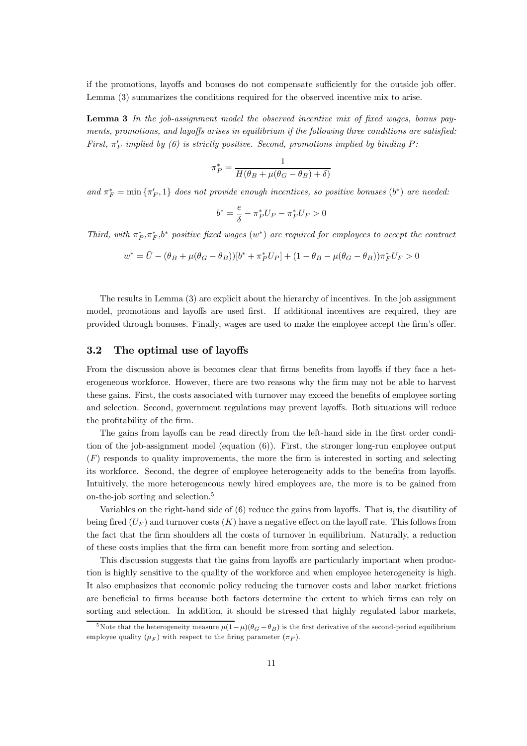if the promotions, layoffs and bonuses do not compensate sufficiently for the outside job offer. Lemma (3) summarizes the conditions required for the observed incentive mix to arise.

**Lemma 3** *In the job-assignment model the observed incentive mix of fixed wages, bonus payments, promotions, and layoffs arises in equilibrium if the following three conditions are satisfied: First, $\pi_F'$ implied by (6) is strictly positive. Second, promotions implied by binding $P$:*

$$\pi_P^* = \frac{1}{H(\theta_B + \mu(\theta_G - \theta_B) + \delta)}$$

*and $\pi_F^* = \min\{\pi_F', 1\}$ does not provide enough incentives, so positive bonuses ($b^*$) are needed:*

$$b^* = \frac{e}{\delta} - \pi_P^* U_P - \pi_F^* U_F > 0$$

*Third, with $\pi_P^*, \pi_F^*, b^*$ positive fixed wages ($w^*$) are required for employees to accept the contract*

$$w^* = \bar{U} - (\theta_B + \mu(\theta_G - \theta_B))[b^* + \pi_P^* U_P] + (1 - \theta_B - \mu(\theta_G - \theta_B))\pi_F^* U_F > 0$$

The results in Lemma (3) are explicit about the hierarchy of incentives. In the job assignment model, promotions and layoffs are used first. If additional incentives are required, they are provided through bonuses. Finally, wages are used to make the employee accept the firm's offer.

## 3.2 The optimal use of layoffs

From the discussion above is becomes clear that firms benefits from layoffs if they face a heterogeneous workforce. However, there are two reasons why the firm may not be able to harvest these gains. First, the costs associated with turnover may exceed the benefits of employee sorting and selection. Second, government regulations may prevent layoffs. Both situations will reduce the profitability of the firm.

The gains from layoffs can be read directly from the left-hand side in the first order condition of the job-assignment model (equation (6)). First, the stronger long-run employee output ($F$) responds to quality improvements, the more the firm is interested in sorting and selecting its workforce. Second, the degree of employee heterogeneity adds to the benefits from layoffs. Intuitively, the more heterogeneous newly hired employees are, the more is to be gained from on-the-job sorting and selection.[5]

Variables on the right-hand side of (6) reduce the gains from layoffs. That is, the disutility of being fired ($U_F$) and turnover costs ($K$) have a negative effect on the layoff rate. This follows from the fact that the firm shoulders all the costs of turnover in equilibrium. Naturally, a reduction of these costs implies that the firm can benefit more from sorting and selection.

This discussion suggests that the gains from layoffs are particularly important when production is highly sensitive to the quality of the workforce and when employee heterogeneity is high. It also emphasizes that economic policy reducing the turnover costs and labor market frictions are beneficial to firms because both factors determine the extent to which firms can rely on sorting and selection. In addition, it should be stressed that highly regulated labor markets,

[5] Note that the heterogeneity measure $\mu(1-\mu)(\theta_G - \theta_B)$ is the first derivative of the second-period equilibrium employee quality ($\mu_F$) with respect to the firing parameter ($\pi_F$).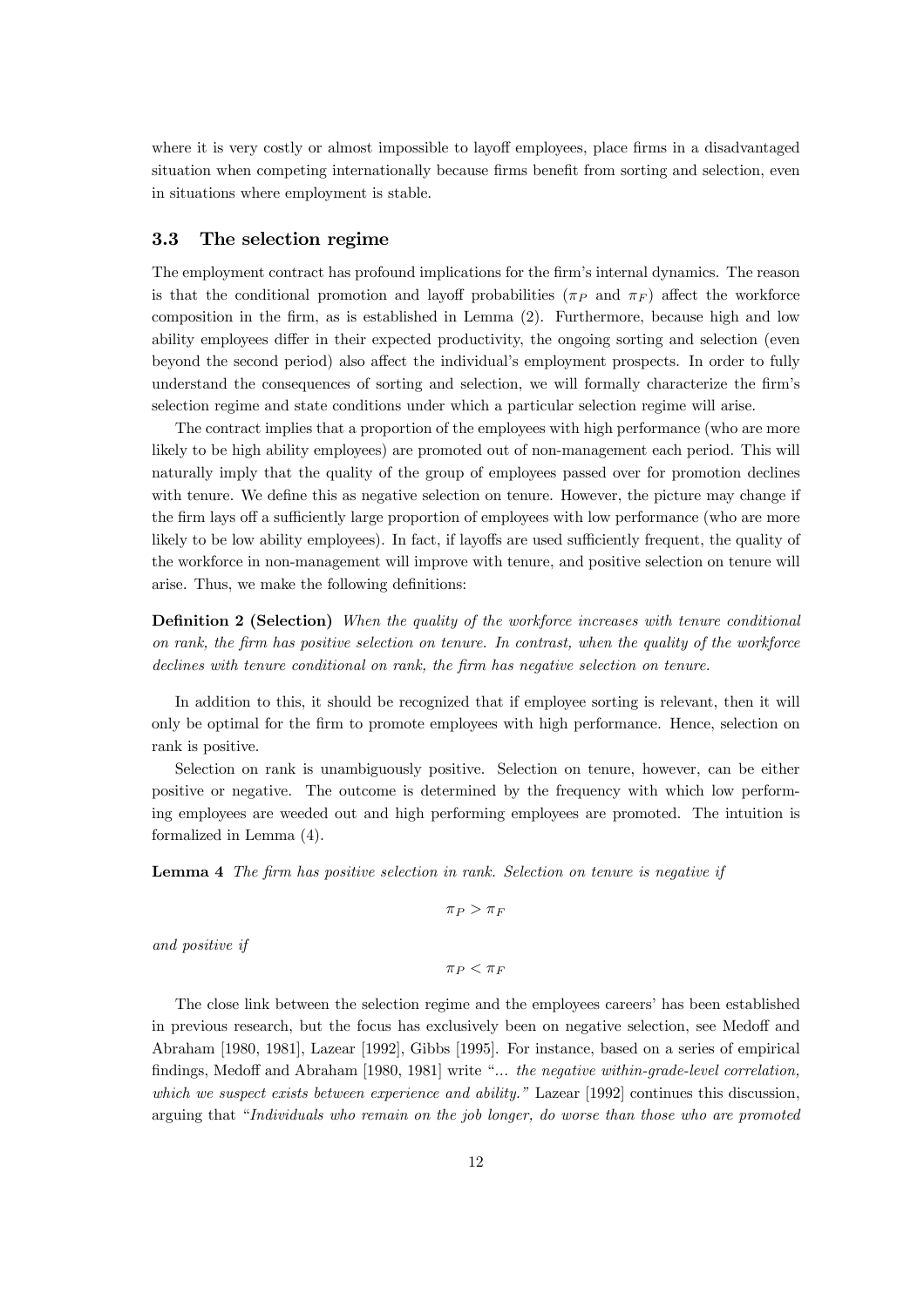where it is very costly or almost impossible to layoff employees, place firms in a disadvantaged situation when competing internationally because firms benefit from sorting and selection, even in situations where employment is stable.

### 3.3 The selection regime

The employment contract has profound implications for the firm's internal dynamics. The reason is that the conditional promotion and layoff probabilities ($\pi_P$ and $\pi_F$) affect the workforce composition in the firm, as is established in Lemma (2). Furthermore, because high and low ability employees differ in their expected productivity, the ongoing sorting and selection (even beyond the second period) also affect the individual's employment prospects. In order to fully understand the consequences of sorting and selection, we will formally characterize the firm's selection regime and state conditions under which a particular selection regime will arise.

The contract implies that a proportion of the employees with high performance (who are more likely to be high ability employees) are promoted out of non-management each period. This will naturally imply that the quality of the group of employees passed over for promotion declines with tenure. We define this as negative selection on tenure. However, the picture may change if the firm lays off a sufficiently large proportion of employees with low performance (who are more likely to be low ability employees). In fact, if layoffs are used sufficiently frequent, the quality of the workforce in non-management will improve with tenure, and positive selection on tenure will arise. Thus, we make the following definitions:

**Definition 2 (Selection)** *When the quality of the workforce increases with tenure conditional on rank, the firm has positive selection on tenure. In contrast, when the quality of the workforce declines with tenure conditional on rank, the firm has negative selection on tenure.*

In addition to this, it should be recognized that if employee sorting is relevant, then it will only be optimal for the firm to promote employees with high performance. Hence, selection on rank is positive.

Selection on rank is unambiguously positive. Selection on tenure, however, can be either positive or negative. The outcome is determined by the frequency with which low performing employees are weeded out and high performing employees are promoted. The intuition is formalized in Lemma (4).

**Lemma 4** *The firm has positive selection in rank. Selection on tenure is negative if*

$$\pi_P > \pi_F$$

*and positive if*

$$\pi_P < \pi_F$$

The close link between the selection regime and the employees careers' has been established in previous research, but the focus has exclusively been on negative selection, see Medoff and Abraham [1980, 1981], Lazear [1992], Gibbs [1995]. For instance, based on a series of empirical findings, Medoff and Abraham [1980, 1981] write "*... the negative within-grade-level correlation, which we suspect exists between experience and ability.*" Lazear [1992] continues this discussion, arguing that "*Individuals who remain on the job longer, do worse than those who are promoted*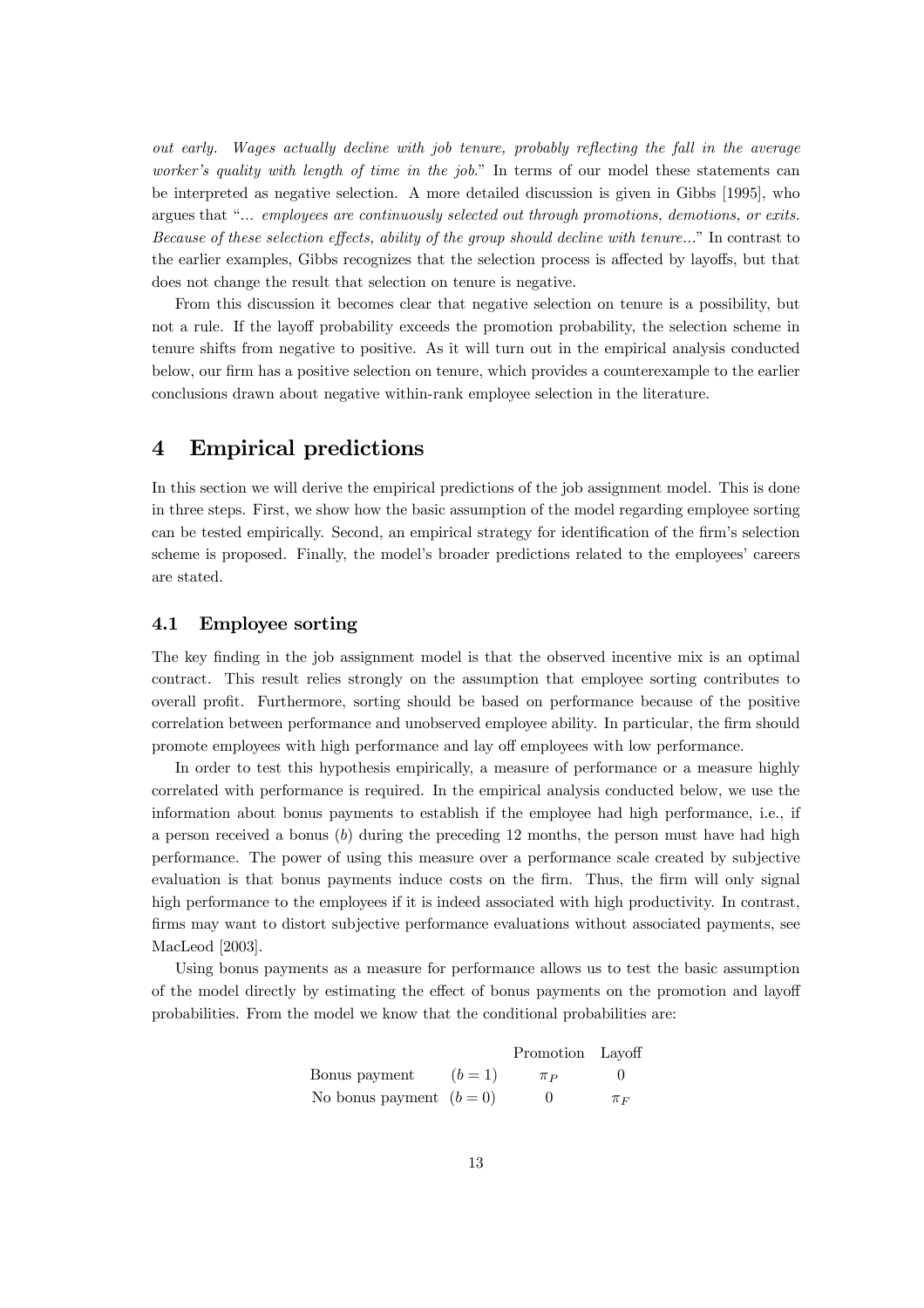*out early. Wages actually decline with job tenure, probably reflecting the fall in the average worker's quality with length of time in the job.*" In terms of our model these statements can be interpreted as negative selection. A more detailed discussion is given in Gibbs [1995], who argues that "*... employees are continuously selected out through promotions, demotions, or exits. Because of these selection effects, ability of the group should decline with tenure...*" In contrast to the earlier examples, Gibbs recognizes that the selection process is affected by layoffs, but that does not change the result that selection on tenure is negative.

From this discussion it becomes clear that negative selection on tenure is a possibility, but not a rule. If the layoff probability exceeds the promotion probability, the selection scheme in tenure shifts from negative to positive. As it will turn out in the empirical analysis conducted below, our firm has a positive selection on tenure, which provides a counterexample to the earlier conclusions drawn about negative within-rank employee selection in the literature.

# 4 Empirical predictions

In this section we will derive the empirical predictions of the job assignment model. This is done in three steps. First, we show how the basic assumption of the model regarding employee sorting can be tested empirically. Second, an empirical strategy for identification of the firm's selection scheme is proposed. Finally, the model's broader predictions related to the employees' careers are stated.

## 4.1 Employee sorting

The key finding in the job assignment model is that the observed incentive mix is an optimal contract. This result relies strongly on the assumption that employee sorting contributes to overall profit. Furthermore, sorting should be based on performance because of the positive correlation between performance and unobserved employee ability. In particular, the firm should promote employees with high performance and lay off employees with low performance.

In order to test this hypothesis empirically, a measure of performance or a measure highly correlated with performance is required. In the empirical analysis conducted below, we use the information about bonus payments to establish if the employee had high performance, i.e., if a person received a bonus ($b$) during the preceding 12 months, the person must have had high performance. The power of using this measure over a performance scale created by subjective evaluation is that bonus payments induce costs on the firm. Thus, the firm will only signal high performance to the employees if it is indeed associated with high productivity. In contrast, firms may want to distort subjective performance evaluations without associated payments, see MacLeod [2003].

Using bonus payments as a measure for performance allows us to test the basic assumption of the model directly by estimating the effect of bonus payments on the promotion and layoff probabilities. From the model we know that the conditional probabilities are:

| | | Promotion | Layoff |
|---|---|---|---|
| Bonus payment | $(b = 1)$ | $\pi_P$ | $0$ |
| No bonus payment | $(b = 0)$ | $0$ | $\pi_F$ |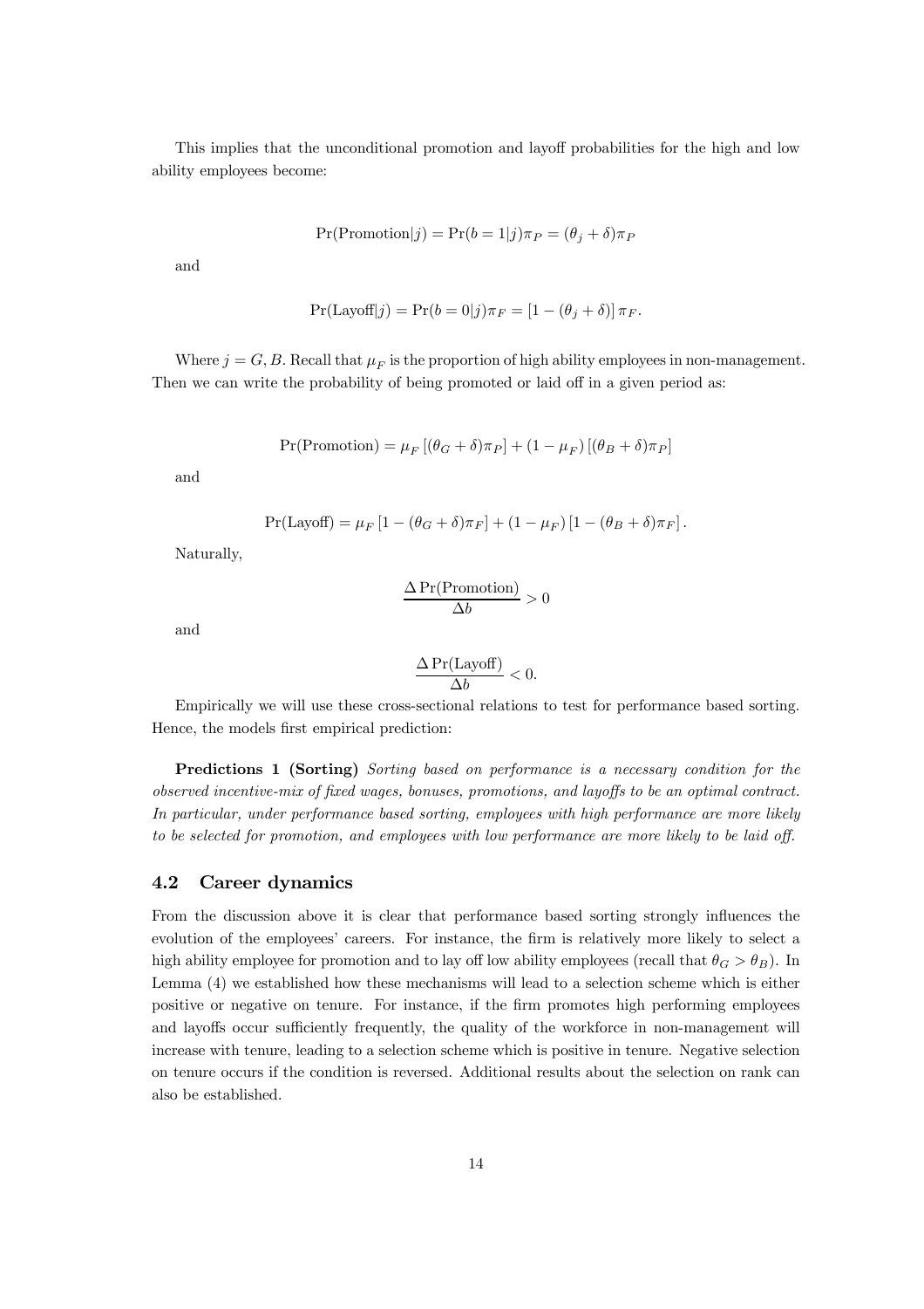This implies that the unconditional promotion and layoff probabilities for the high and low ability employees become:

$$\Pr(\text{Promotion}|j) = \Pr(b = 1|j)\pi_P = (\theta_j + \delta)\pi_P$$

and

$$\Pr(\text{Layoff}|j) = \Pr(b = 0|j)\pi_F = [1 - (\theta_j + \delta)]\,\pi_F.$$

Where $j = G, B$. Recall that $\mu_F$ is the proportion of high ability employees in non-management. Then we can write the probability of being promoted or laid off in a given period as:

$$\Pr(\text{Promotion}) = \mu_F\,[(\theta_G + \delta)\pi_P] + (1 - \mu_F)\,[(\theta_B + \delta)\pi_P]$$

and

$$\Pr(\text{Layoff}) = \mu_F\,[1 - (\theta_G + \delta)\pi_F] + (1 - \mu_F)\,[1 - (\theta_B + \delta)\pi_F]\,.$$

Naturally,

$$\frac{\Delta \Pr(\text{Promotion})}{\Delta b} > 0$$

and

$$\frac{\Delta \Pr(\text{Layoff})}{\Delta b} < 0.$$

Empirically we will use these cross-sectional relations to test for performance based sorting. Hence, the models first empirical prediction:

**Predictions 1 (Sorting)** *Sorting based on performance is a necessary condition for the observed incentive-mix of fixed wages, bonuses, promotions, and layoffs to be an optimal contract. In particular, under performance based sorting, employees with high performance are more likely to be selected for promotion, and employees with low performance are more likely to be laid off.*

## 4.2 Career dynamics

From the discussion above it is clear that performance based sorting strongly influences the evolution of the employees' careers. For instance, the firm is relatively more likely to select a high ability employee for promotion and to lay off low ability employees (recall that $\theta_G > \theta_B$). In Lemma (4) we established how these mechanisms will lead to a selection scheme which is either positive or negative on tenure. For instance, if the firm promotes high performing employees and layoffs occur sufficiently frequently, the quality of the workforce in non-management will increase with tenure, leading to a selection scheme which is positive in tenure. Negative selection on tenure occurs if the condition is reversed. Additional results about the selection on rank can also be established.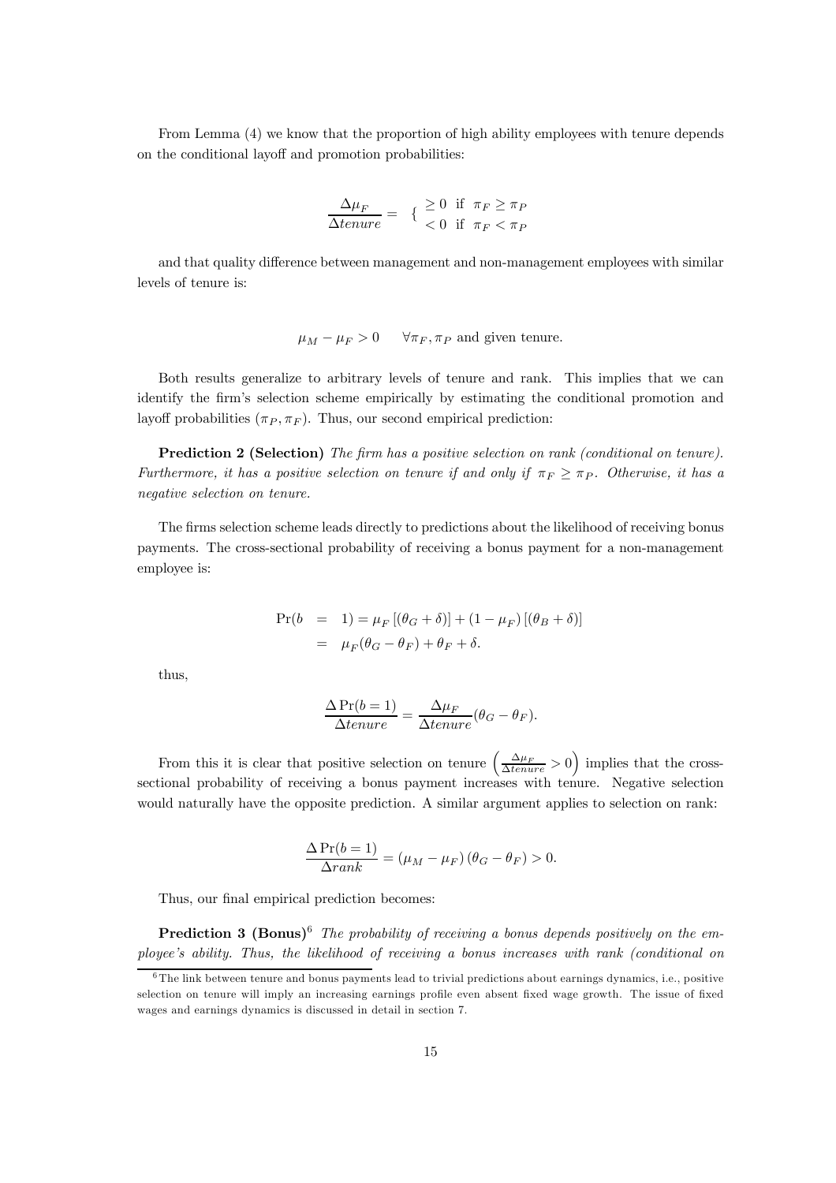From Lemma (4) we know that the proportion of high ability employees with tenure depends on the conditional layoff and promotion probabilities:

$$\frac{\Delta \mu_F}{\Delta tenure} = \begin{cases} \geq 0 & \text{if } \pi_F \geq \pi_P \\ < 0 & \text{if } \pi_F < \pi_P \end{cases}$$

and that quality difference between management and non-management employees with similar levels of tenure is:

$$\mu_M - \mu_F > 0 \quad \forall \pi_F, \pi_P \text{ and given tenure.}$$

Both results generalize to arbitrary levels of tenure and rank. This implies that we can identify the firm's selection scheme empirically by estimating the conditional promotion and layoff probabilities $(\pi_P, \pi_F)$. Thus, our second empirical prediction:

**Prediction 2 (Selection)** *The firm has a positive selection on rank (conditional on tenure). Furthermore, it has a positive selection on tenure if and only if $\pi_F \geq \pi_P$. Otherwise, it has a negative selection on tenure.*

The firms selection scheme leads directly to predictions about the likelihood of receiving bonus payments. The cross-sectional probability of receiving a bonus payment for a non-management employee is:

$$\begin{aligned} \Pr(b &= 1) = \mu_F \left[(\theta_G + \delta)\right] + (1 - \mu_F) \left[(\theta_B + \delta)\right] \\ &= \mu_F(\theta_G - \theta_F) + \theta_F + \delta. \end{aligned}$$

thus,

$$\frac{\Delta \Pr(b = 1)}{\Delta tenure} = \frac{\Delta \mu_F}{\Delta tenure}(\theta_G - \theta_F).$$

From this it is clear that positive selection on tenure $\left(\frac{\Delta \mu_F}{\Delta tenure} > 0\right)$ implies that the cross-sectional probability of receiving a bonus payment increases with tenure. Negative selection would naturally have the opposite prediction. A similar argument applies to selection on rank:

$$\frac{\Delta \Pr(b = 1)}{\Delta rank} = (\mu_M - \mu_F)(\theta_G - \theta_F) > 0.$$

Thus, our final empirical prediction becomes:

**Prediction 3 (Bonus)**[6] *The probability of receiving a bonus depends positively on the employee's ability. Thus, the likelihood of receiving a bonus increases with rank (conditional on*

[6] The link between tenure and bonus payments lead to trivial predictions about earnings dynamics, i.e., positive selection on tenure will imply an increasing earnings profile even absent fixed wage growth. The issue of fixed wages and earnings dynamics is discussed in detail in section 7.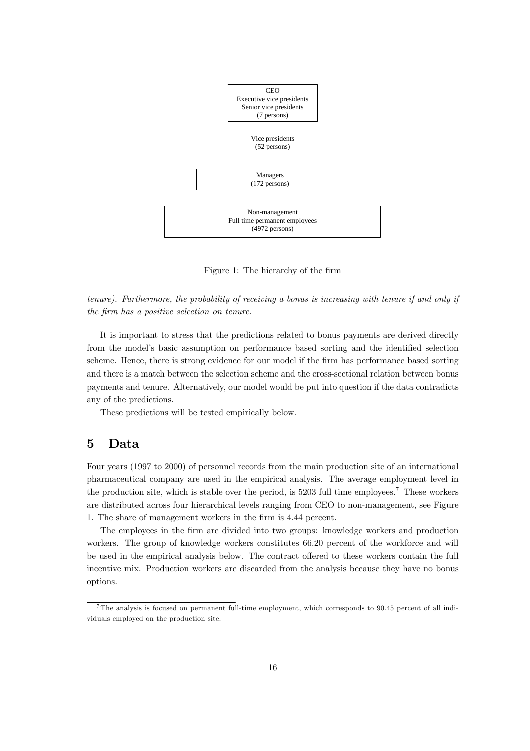CEO
Executive vice presidents
Senior vice presidents
(7 persons)

Vice presidents
(52 persons)

Managers
(172 persons)

Non-management
Full time permanent employees
(4972 persons)

Figure 1: The hierarchy of the firm

*tenure). Furthermore, the probability of receiving a bonus is increasing with tenure if and only if the firm has a positive selection on tenure.*

It is important to stress that the predictions related to bonus payments are derived directly from the model's basic assumption on performance based sorting and the identified selection scheme. Hence, there is strong evidence for our model if the firm has performance based sorting and there is a match between the selection scheme and the cross-sectional relation between bonus payments and tenure. Alternatively, our model would be put into question if the data contradicts any of the predictions.

These predictions will be tested empirically below.

## 5 Data

Four years (1997 to 2000) of personnel records from the main production site of an international pharmaceutical company are used in the empirical analysis. The average employment level in the production site, which is stable over the period, is 5203 full time employees.[7] These workers are distributed across four hierarchical levels ranging from CEO to non-management, see Figure 1. The share of management workers in the firm is 4.44 percent.

The employees in the firm are divided into two groups: knowledge workers and production workers. The group of knowledge workers constitutes 66.20 percent of the workforce and will be used in the empirical analysis below. The contract offered to these workers contain the full incentive mix. Production workers are discarded from the analysis because they have no bonus options.

[7] The analysis is focused on permanent full-time employment, which corresponds to 90.45 percent of all individuals employed on the production site.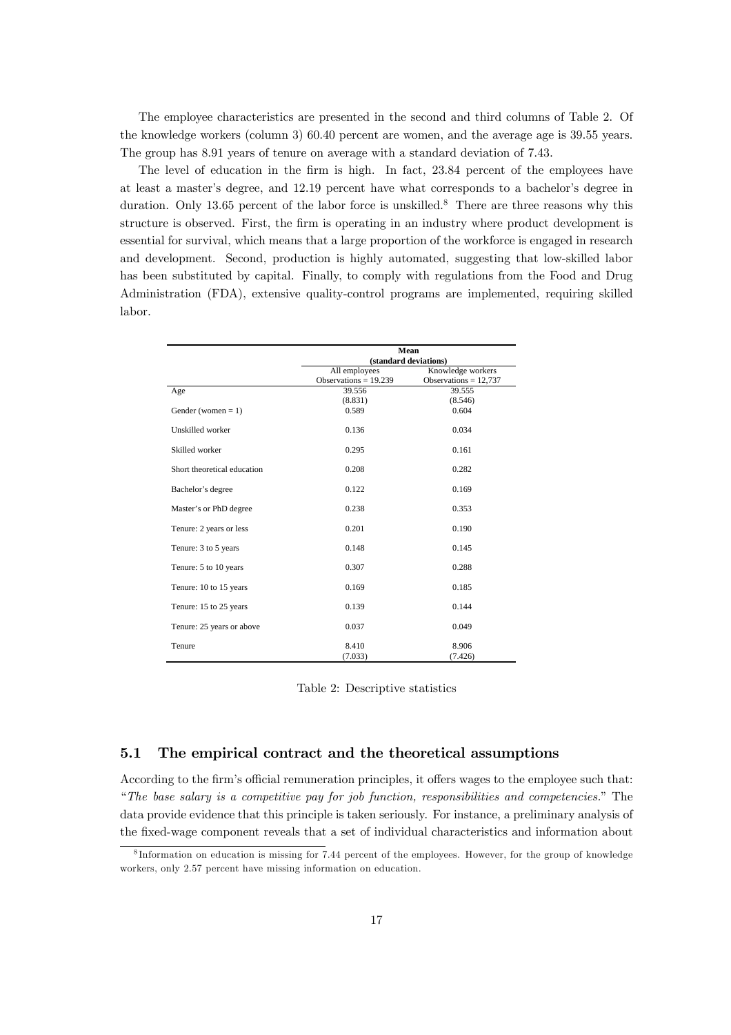The employee characteristics are presented in the second and third columns of Table 2. Of the knowledge workers (column 3) 60.40 percent are women, and the average age is 39.55 years. The group has 8.91 years of tenure on average with a standard deviation of 7.43.

The level of education in the firm is high. In fact, 23.84 percent of the employees have at least a master's degree, and 12.19 percent have what corresponds to a bachelor's degree in duration. Only 13.65 percent of the labor force is unskilled.[8] There are three reasons why this structure is observed. First, the firm is operating in an industry where product development is essential for survival, which means that a large proportion of the workforce is engaged in research and development. Second, production is highly automated, suggesting that low-skilled labor has been substituted by capital. Finally, to comply with regulations from the Food and Drug Administration (FDA), extensive quality-control programs are implemented, requiring skilled labor.

| | Mean (standard deviations) | |
|---|---|---|
| | All employees Observations = 19.239 | Knowledge workers Observations = 12,737 |
| Age | 39.556 (8.831) | 39.555 (8.546) |
| Gender (women = 1) | 0.589 | 0.604 |
| Unskilled worker | 0.136 | 0.034 |
| Skilled worker | 0.295 | 0.161 |
| Short theoretical education | 0.208 | 0.282 |
| Bachelor's degree | 0.122 | 0.169 |
| Master's or PhD degree | 0.238 | 0.353 |
| Tenure: 2 years or less | 0.201 | 0.190 |
| Tenure: 3 to 5 years | 0.148 | 0.145 |
| Tenure: 5 to 10 years | 0.307 | 0.288 |
| Tenure: 10 to 15 years | 0.169 | 0.185 |
| Tenure: 15 to 25 years | 0.139 | 0.144 |
| Tenure: 25 years or above | 0.037 | 0.049 |
| Tenure | 8.410 (7.033) | 8.906 (7.426) |

Table 2: Descriptive statistics

### 5.1 The empirical contract and the theoretical assumptions

According to the firm's official remuneration principles, it offers wages to the employee such that: "*The base salary is a competitive pay for job function, responsibilities and competencies.*" The data provide evidence that this principle is taken seriously. For instance, a preliminary analysis of the fixed-wage component reveals that a set of individual characteristics and information about

[8] Information on education is missing for 7.44 percent of the employees. However, for the group of knowledge workers, only 2.57 percent have missing information on education.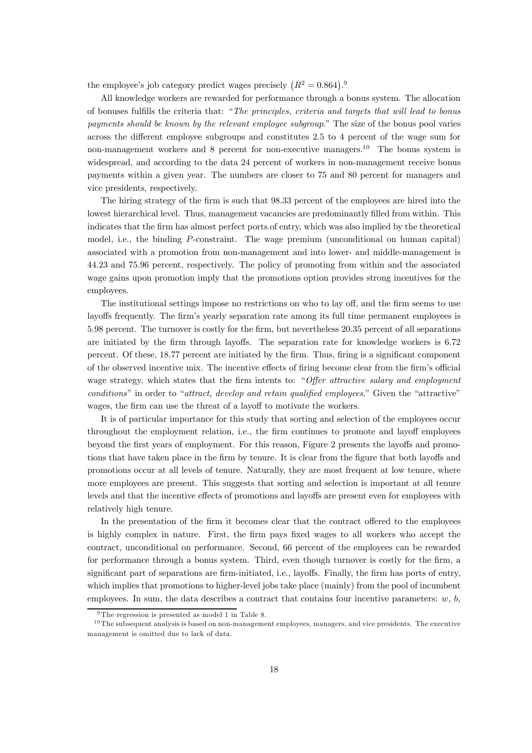the employee's job category predict wages precisely $\left(R^2 = 0.864\right)$.[9]

All knowledge workers are rewarded for performance through a bonus system. The allocation of bonuses fulfills the criteria that: "*The principles, criteria and targets that will lead to bonus payments should be known by the relevant employee subgroup*." The size of the bonus pool varies across the different employee subgroups and constitutes 2.5 to 4 percent of the wage sum for non-management workers and 8 percent for non-executive managers.[10] The bonus system is widespread, and according to the data 24 percent of workers in non-management receive bonus payments within a given year. The numbers are closer to 75 and 80 percent for managers and vice presidents, respectively.

The hiring strategy of the firm is such that 98.33 percent of the employees are hired into the lowest hierarchical level. Thus, management vacancies are predominantly filled from within. This indicates that the firm has almost perfect ports of entry, which was also implied by the theoretical model, i.e., the binding $P$-constraint. The wage premium (unconditional on human capital) associated with a promotion from non-management and into lower- and middle-management is 44.23 and 75.96 percent, respectively. The policy of promoting from within and the associated wage gains upon promotion imply that the promotions option provides strong incentives for the employees.

The institutional settings impose no restrictions on who to lay off, and the firm seems to use layoffs frequently. The firm's yearly separation rate among its full time permanent employees is 5.98 percent. The turnover is costly for the firm, but nevertheless 20.35 percent of all separations are initiated by the firm through layoffs. The separation rate for knowledge workers is 6.72 percent. Of these, 18.77 percent are initiated by the firm. Thus, firing is a significant component of the observed incentive mix. The incentive effects of firing become clear from the firm's official wage strategy, which states that the firm intents to: "*Offer attractive salary and employment conditions*" in order to "*attract, develop and retain qualified employees*." Given the "attractive" wages, the firm can use the threat of a layoff to motivate the workers.

It is of particular importance for this study that sorting and selection of the employees occur throughout the employment relation, i.e., the firm continues to promote and layoff employees beyond the first years of employment. For this reason, Figure 2 presents the layoffs and promotions that have taken place in the firm by tenure. It is clear from the figure that both layoffs and promotions occur at all levels of tenure. Naturally, they are most frequent at low tenure, where more employees are present. This suggests that sorting and selection is important at all tenure levels and that the incentive effects of promotions and layoffs are present even for employees with relatively high tenure.

In the presentation of the firm it becomes clear that the contract offered to the employees is highly complex in nature. First, the firm pays fixed wages to all workers who accept the contract, unconditional on performance. Second, 66 percent of the employees can be rewarded for performance through a bonus system. Third, even though turnover is costly for the firm, a significant part of separations are firm-initiated, i.e., layoffs. Finally, the firm has ports of entry, which implies that promotions to higher-level jobs take place (mainly) from the pool of incumbent employees. In sum, the data describes a contract that contains four incentive parameters: $w$, $b$,

[9] The regression is presented as model 1 in Table 8.

[10] The subsequent analysis is based on non-management employees, managers, and vice presidents. The executive management is omitted due to lack of data.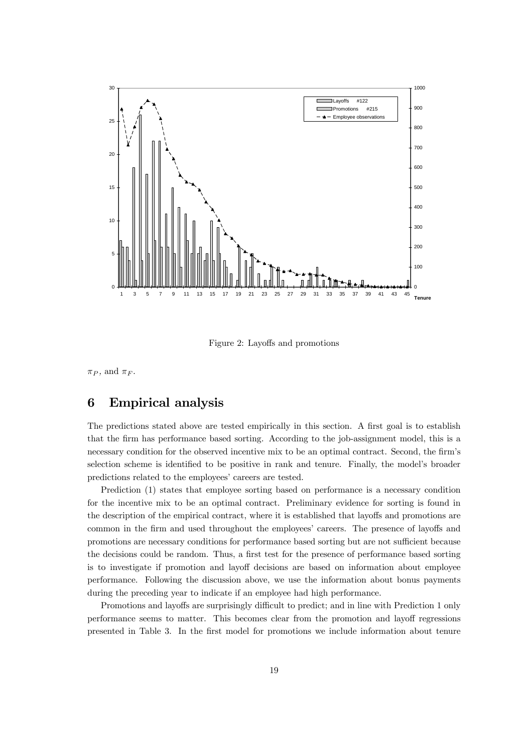Figure 2: Layoffs and promotions

$\pi_P$, and $\pi_F$.

## 6 Empirical analysis

The predictions stated above are tested empirically in this section. A first goal is to establish that the firm has performance based sorting. According to the job-assignment model, this is a necessary condition for the observed incentive mix to be an optimal contract. Second, the firm's selection scheme is identified to be positive in rank and tenure. Finally, the model's broader predictions related to the employees' careers are tested.

Prediction (1) states that employee sorting based on performance is a necessary condition for the incentive mix to be an optimal contract. Preliminary evidence for sorting is found in the description of the empirical contract, where it is established that layoffs and promotions are common in the firm and used throughout the employees' careers. The presence of layoffs and promotions are necessary conditions for performance based sorting but are not sufficient because the decisions could be random. Thus, a first test for the presence of performance based sorting is to investigate if promotion and layoff decisions are based on information about employee performance. Following the discussion above, we use the information about bonus payments during the preceding year to indicate if an employee had high performance.

Promotions and layoffs are surprisingly difficult to predict; and in line with Prediction 1 only performance seems to matter. This becomes clear from the promotion and layoff regressions presented in Table 3. In the first model for promotions we include information about tenure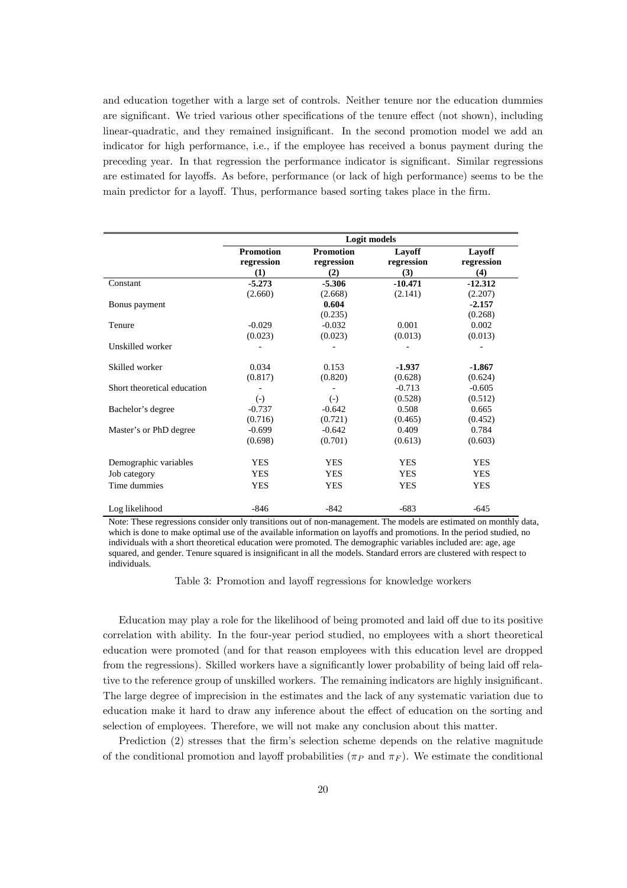and education together with a large set of controls. Neither tenure nor the education dummies are significant. We tried various other specifications of the tenure effect (not shown), including linear-quadratic, and they remained insignificant. In the second promotion model we add an indicator for high performance, i.e., if the employee has received a bonus payment during the preceding year. In that regression the performance indicator is significant. Similar regressions are estimated for layoffs. As before, performance (or lack of high performance) seems to be the main predictor for a layoff. Thus, performance based sorting takes place in the firm.

| | Logit models | | | |
|---|---|---|---|---|
| | **Promotion regression (1)** | **Promotion regression (2)** | **Layoff regression (3)** | **Layoff regression (4)** |
| Constant | **-5.273** | **-5.306** | **-10.471** | **-12.312** |
| | (2.660) | (2.668) | (2.141) | (2.207) |
| Bonus payment | | **0.604** | | **-2.157** |
| | | (0.235) | | (0.268) |
| Tenure | -0.029 | -0.032 | 0.001 | 0.002 |
| | (0.023) | (0.023) | (0.013) | (0.013) |
| Unskilled worker | - | - | - | - |
| Skilled worker | 0.034 | 0.153 | **-1.937** | **-1.867** |
| | (0.817) | (0.820) | (0.628) | (0.624) |
| Short theoretical education | - | - | -0.713 | -0.605 |
| | (-) | (-) | (0.528) | (0.512) |
| Bachelor's degree | -0.737 | -0.642 | 0.508 | 0.665 |
| | (0.716) | (0.721) | (0.465) | (0.452) |
| Master's or PhD degree | -0.699 | -0.642 | 0.409 | 0.784 |
| | (0.698) | (0.701) | (0.613) | (0.603) |
| Demographic variables | YES | YES | YES | YES |
| Job category | YES | YES | YES | YES |
| Time dummies | YES | YES | YES | YES |
| Log likelihood | -846 | -842 | -683 | -645 |

Note: These regressions consider only transitions out of non-management. The models are estimated on monthly data, which is done to make optimal use of the available information on layoffs and promotions. In the period studied, no individuals with a short theoretical education were promoted. The demographic variables included are: age, age squared, and gender. Tenure squared is insignificant in all the models. Standard errors are clustered with respect to individuals.

Table 3: Promotion and layoff regressions for knowledge workers

Education may play a role for the likelihood of being promoted and laid off due to its positive correlation with ability. In the four-year period studied, no employees with a short theoretical education were promoted (and for that reason employees with this education level are dropped from the regressions). Skilled workers have a significantly lower probability of being laid off relative to the reference group of unskilled workers. The remaining indicators are highly insignificant. The large degree of imprecision in the estimates and the lack of any systematic variation due to education make it hard to draw any inference about the effect of education on the sorting and selection of employees. Therefore, we will not make any conclusion about this matter.

Prediction (2) stresses that the firm's selection scheme depends on the relative magnitude of the conditional promotion and layoff probabilities ($\pi_P$ and $\pi_F$). We estimate the conditional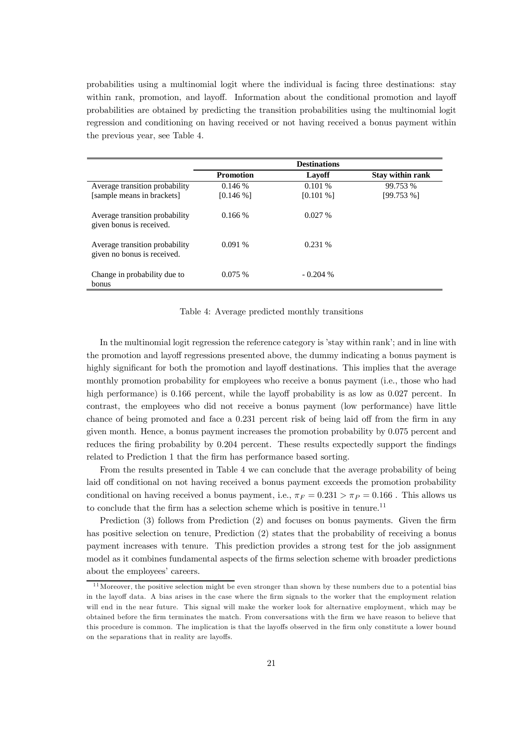probabilities using a multinomial logit where the individual is facing three destinations: stay within rank, promotion, and layoff. Information about the conditional promotion and layoff probabilities are obtained by predicting the transition probabilities using the multinomial logit regression and conditioning on having received or not having received a bonus payment within the previous year, see Table 4.

| | **Destinations** | | |
|---|---|---|---|
| | **Promotion** | **Layoff** | **Stay within rank** |
| Average transition probability [sample means in brackets] | 0.146 % [0.146 %] | 0.101 % [0.101 %] | 99.753 % [99.753 %] |
| Average transition probability given bonus is received. | 0.166 % | 0.027 % | |
| Average transition probability given no bonus is received. | 0.091 % | 0.231 % | |
| Change in probability due to bonus | 0.075 % | - 0.204 % | |

Table 4: Average predicted monthly transitions

In the multinomial logit regression the reference category is 'stay within rank'; and in line with the promotion and layoff regressions presented above, the dummy indicating a bonus payment is highly significant for both the promotion and layoff destinations. This implies that the average monthly promotion probability for employees who receive a bonus payment (i.e., those who had high performance) is 0.166 percent, while the layoff probability is as low as 0.027 percent. In contrast, the employees who did not receive a bonus payment (low performance) have little chance of being promoted and face a 0.231 percent risk of being laid off from the firm in any given month. Hence, a bonus payment increases the promotion probability by 0.075 percent and reduces the firing probability by 0.204 percent. These results expectedly support the findings related to Prediction 1 that the firm has performance based sorting.

From the results presented in Table 4 we can conclude that the average probability of being laid off conditional on not having received a bonus payment exceeds the promotion probability conditional on having received a bonus payment, i.e., $\pi_F = 0.231 > \pi_P = 0.166$ . This allows us to conclude that the firm has a selection scheme which is positive in tenure.[11]

Prediction (3) follows from Prediction (2) and focuses on bonus payments. Given the firm has positive selection on tenure, Prediction (2) states that the probability of receiving a bonus payment increases with tenure. This prediction provides a strong test for the job assignment model as it combines fundamental aspects of the firms selection scheme with broader predictions about the employees' careers.

[11] Moreover, the positive selection might be even stronger than shown by these numbers due to a potential bias in the layoff data. A bias arises in the case where the firm signals to the worker that the employment relation will end in the near future. This signal will make the worker look for alternative employment, which may be obtained before the firm terminates the match. From conversations with the firm we have reason to believe that this procedure is common. The implication is that the layoffs observed in the firm only constitute a lower bound on the separations that in reality are layoffs.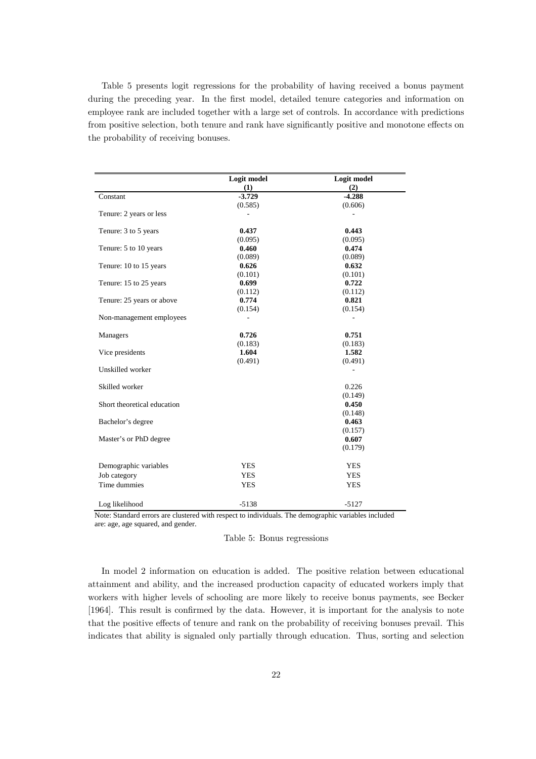Table 5 presents logit regressions for the probability of having received a bonus payment during the preceding year. In the first model, detailed tenure categories and information on employee rank are included together with a large set of controls. In accordance with predictions from positive selection, both tenure and rank have significantly positive and monotone effects on the probability of receiving bonuses.

| | Logit model (1) | Logit model (2) |
|---|---|---|
| Constant | **-3.729** | **-4.288** |
| | (0.585) | (0.606) |
| Tenure: 2 years or less | - | - |
| Tenure: 3 to 5 years | **0.437** | **0.443** |
| | (0.095) | (0.095) |
| Tenure: 5 to 10 years | **0.460** | **0.474** |
| | (0.089) | (0.089) |
| Tenure: 10 to 15 years | **0.626** | **0.632** |
| | (0.101) | (0.101) |
| Tenure: 15 to 25 years | **0.699** | **0.722** |
| | (0.112) | (0.112) |
| Tenure: 25 years or above | **0.774** | **0.821** |
| | (0.154) | (0.154) |
| Non-management employees | - | - |
| Managers | **0.726** | **0.751** |
| | (0.183) | (0.183) |
| Vice presidents | **1.604** | **1.582** |
| | (0.491) | (0.491) |
| Unskilled worker | | - |
| Skilled worker | | 0.226 |
| | | (0.149) |
| Short theoretical education | | **0.450** |
| | | (0.148) |
| Bachelor's degree | | **0.463** |
| | | (0.157) |
| Master's or PhD degree | | **0.607** |
| | | (0.179) |
| Demographic variables | YES | YES |
| Job category | YES | YES |
| Time dummies | YES | YES |
| Log likelihood | -5138 | -5127 |

Note: Standard errors are clustered with respect to individuals. The demographic variables included are: age, age squared, and gender.

Table 5: Bonus regressions

In model 2 information on education is added. The positive relation between educational attainment and ability, and the increased production capacity of educated workers imply that workers with higher levels of schooling are more likely to receive bonus payments, see Becker [1964]. This result is confirmed by the data. However, it is important for the analysis to note that the positive effects of tenure and rank on the probability of receiving bonuses prevail. This indicates that ability is signaled only partially through education. Thus, sorting and selection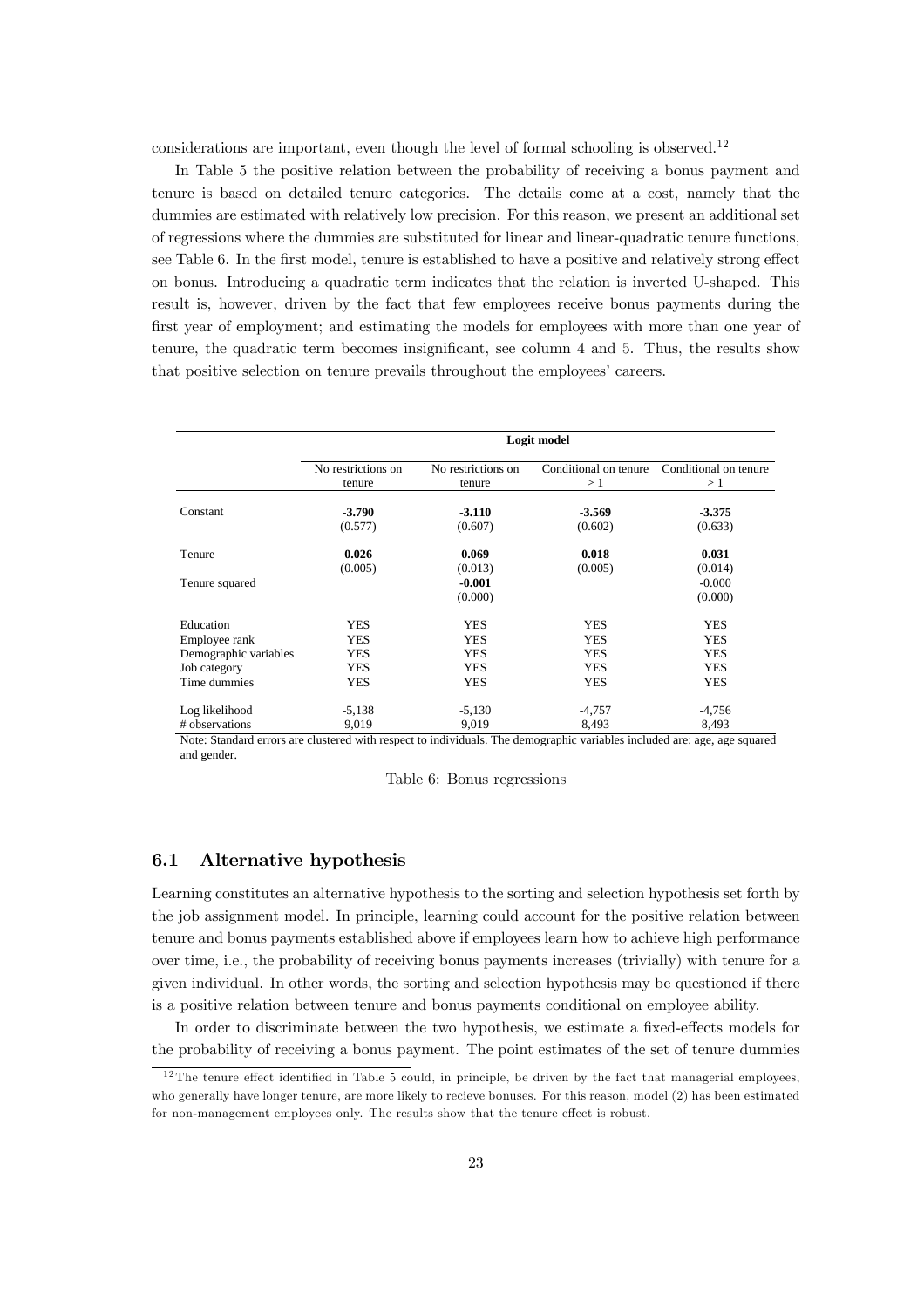considerations are important, even though the level of formal schooling is observed.[12]

In Table 5 the positive relation between the probability of receiving a bonus payment and tenure is based on detailed tenure categories. The details come at a cost, namely that the dummies are estimated with relatively low precision. For this reason, we present an additional set of regressions where the dummies are substituted for linear and linear-quadratic tenure functions, see Table 6. In the first model, tenure is established to have a positive and relatively strong effect on bonus. Introducing a quadratic term indicates that the relation is inverted U-shaped. This result is, however, driven by the fact that few employees receive bonus payments during the first year of employment; and estimating the models for employees with more than one year of tenure, the quadratic term becomes insignificant, see column 4 and 5. Thus, the results show that positive selection on tenure prevails throughout the employees' careers.

| | **Logit model** | | | |
|---|---|---|---|---|
| | No restrictions on tenure | No restrictions on tenure | Conditional on tenure > 1 | Conditional on tenure > 1 |
| Constant | **-3.790** | **-3.110** | **-3.569** | **-3.375** |
| | (0.577) | (0.607) | (0.602) | (0.633) |
| Tenure | **0.026** | **0.069** | **0.018** | **0.031** |
| | (0.005) | (0.013) | (0.005) | (0.014) |
| Tenure squared | | **-0.001** | | -0.000 |
| | | (0.000) | | (0.000) |
| Education | YES | YES | YES | YES |
| Employee rank | YES | YES | YES | YES |
| Demographic variables | YES | YES | YES | YES |
| Job category | YES | YES | YES | YES |
| Time dummies | YES | YES | YES | YES |
| Log likelihood | -5,138 | -5,130 | -4,757 | -4,756 |
| # observations | 9,019 | 9,019 | 8,493 | 8,493 |

Note: Standard errors are clustered with respect to individuals. The demographic variables included are: age, age squared and gender.

Table 6: Bonus regressions

### 6.1 Alternative hypothesis

Learning constitutes an alternative hypothesis to the sorting and selection hypothesis set forth by the job assignment model. In principle, learning could account for the positive relation between tenure and bonus payments established above if employees learn how to achieve high performance over time, i.e., the probability of receiving bonus payments increases (trivially) with tenure for a given individual. In other words, the sorting and selection hypothesis may be questioned if there is a positive relation between tenure and bonus payments conditional on employee ability.

In order to discriminate between the two hypothesis, we estimate a fixed-effects models for the probability of receiving a bonus payment. The point estimates of the set of tenure dummies

[12] The tenure effect identified in Table 5 could, in principle, be driven by the fact that managerial employees, who generally have longer tenure, are more likely to recieve bonuses. For this reason, model (2) has been estimated for non-management employees only. The results show that the tenure effect is robust.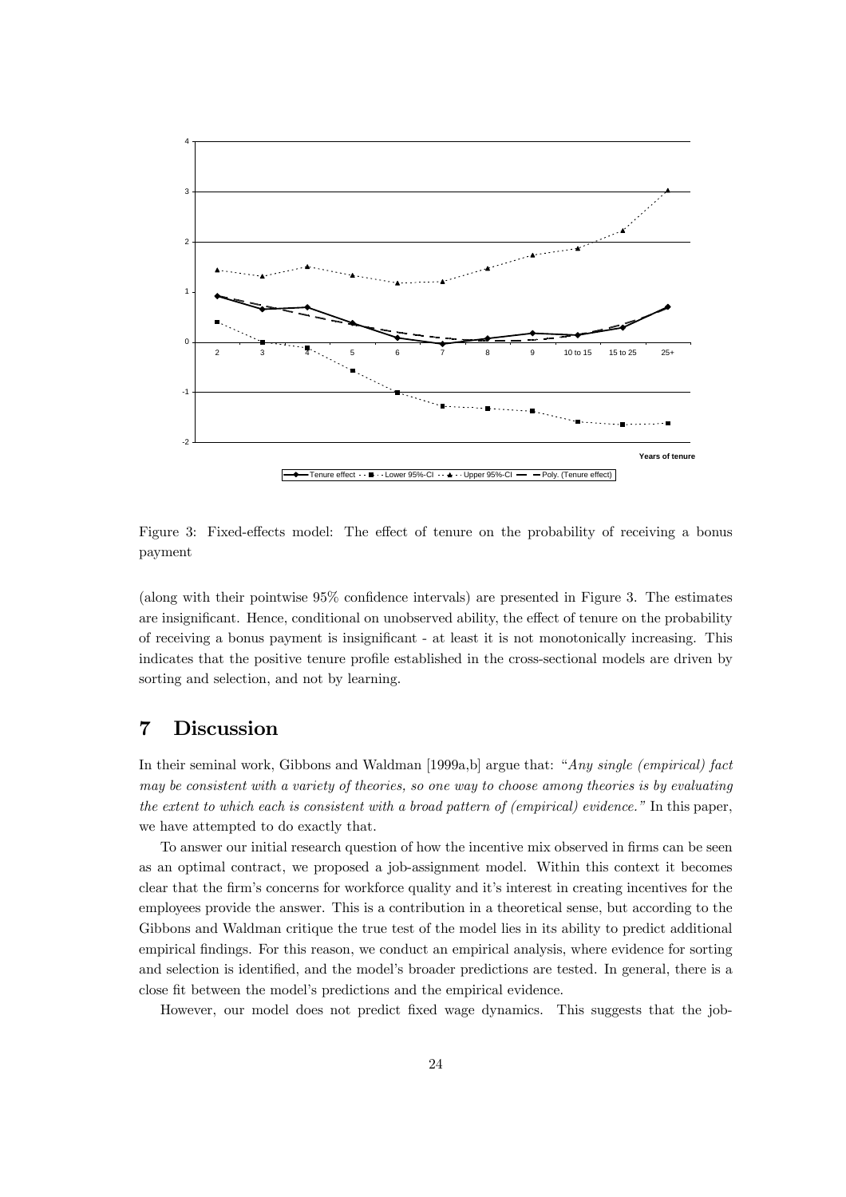Figure 3: Fixed-effects model: The effect of tenure on the probability of receiving a bonus payment

(along with their pointwise 95% confidence intervals) are presented in Figure 3. The estimates are insignificant. Hence, conditional on unobserved ability, the effect of tenure on the probability of receiving a bonus payment is insignificant - at least it is not monotonically increasing. This indicates that the positive tenure profile established in the cross-sectional models are driven by sorting and selection, and not by learning.

## 7 Discussion

In their seminal work, Gibbons and Waldman [1999a,b] argue that: "*Any single (empirical) fact may be consistent with a variety of theories, so one way to choose among theories is by evaluating the extent to which each is consistent with a broad pattern of (empirical) evidence.*" In this paper, we have attempted to do exactly that.

To answer our initial research question of how the incentive mix observed in firms can be seen as an optimal contract, we proposed a job-assignment model. Within this context it becomes clear that the firm's concerns for workforce quality and it's interest in creating incentives for the employees provide the answer. This is a contribution in a theoretical sense, but according to the Gibbons and Waldman critique the true test of the model lies in its ability to predict additional empirical findings. For this reason, we conduct an empirical analysis, where evidence for sorting and selection is identified, and the model's broader predictions are tested. In general, there is a close fit between the model's predictions and the empirical evidence.

However, our model does not predict fixed wage dynamics. This suggests that the job-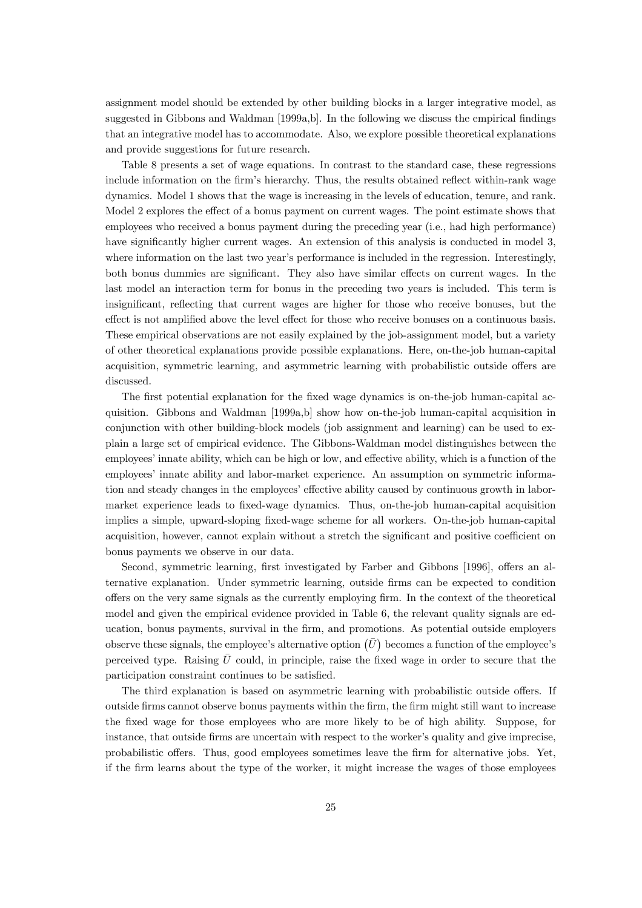assignment model should be extended by other building blocks in a larger integrative model, as suggested in Gibbons and Waldman [1999a,b]. In the following we discuss the empirical findings that an integrative model has to accommodate. Also, we explore possible theoretical explanations and provide suggestions for future research.

Table 8 presents a set of wage equations. In contrast to the standard case, these regressions include information on the firm's hierarchy. Thus, the results obtained reflect within-rank wage dynamics. Model 1 shows that the wage is increasing in the levels of education, tenure, and rank. Model 2 explores the effect of a bonus payment on current wages. The point estimate shows that employees who received a bonus payment during the preceding year (i.e., had high performance) have significantly higher current wages. An extension of this analysis is conducted in model 3, where information on the last two year's performance is included in the regression. Interestingly, both bonus dummies are significant. They also have similar effects on current wages. In the last model an interaction term for bonus in the preceding two years is included. This term is insignificant, reflecting that current wages are higher for those who receive bonuses, but the effect is not amplified above the level effect for those who receive bonuses on a continuous basis. These empirical observations are not easily explained by the job-assignment model, but a variety of other theoretical explanations provide possible explanations. Here, on-the-job human-capital acquisition, symmetric learning, and asymmetric learning with probabilistic outside offers are discussed.

The first potential explanation for the fixed wage dynamics is on-the-job human-capital acquisition. Gibbons and Waldman [1999a,b] show how on-the-job human-capital acquisition in conjunction with other building-block models (job assignment and learning) can be used to explain a large set of empirical evidence. The Gibbons-Waldman model distinguishes between the employees' innate ability, which can be high or low, and effective ability, which is a function of the employees' innate ability and labor-market experience. An assumption on symmetric information and steady changes in the employees' effective ability caused by continuous growth in labor-market experience leads to fixed-wage dynamics. Thus, on-the-job human-capital acquisition implies a simple, upward-sloping fixed-wage scheme for all workers. On-the-job human-capital acquisition, however, cannot explain without a stretch the significant and positive coefficient on bonus payments we observe in our data.

Second, symmetric learning, first investigated by Farber and Gibbons [1996], offers an alternative explanation. Under symmetric learning, outside firms can be expected to condition offers on the very same signals as the currently employing firm. In the context of the theoretical model and given the empirical evidence provided in Table 6, the relevant quality signals are education, bonus payments, survival in the firm, and promotions. As potential outside employers observe these signals, the employee's alternative option $(\bar{U})$ becomes a function of the employee's perceived type. Raising $\bar{U}$ could, in principle, raise the fixed wage in order to secure that the participation constraint continues to be satisfied.

The third explanation is based on asymmetric learning with probabilistic outside offers. If outside firms cannot observe bonus payments within the firm, the firm might still want to increase the fixed wage for those employees who are more likely to be of high ability. Suppose, for instance, that outside firms are uncertain with respect to the worker's quality and give imprecise, probabilistic offers. Thus, good employees sometimes leave the firm for alternative jobs. Yet, if the firm learns about the type of the worker, it might increase the wages of those employees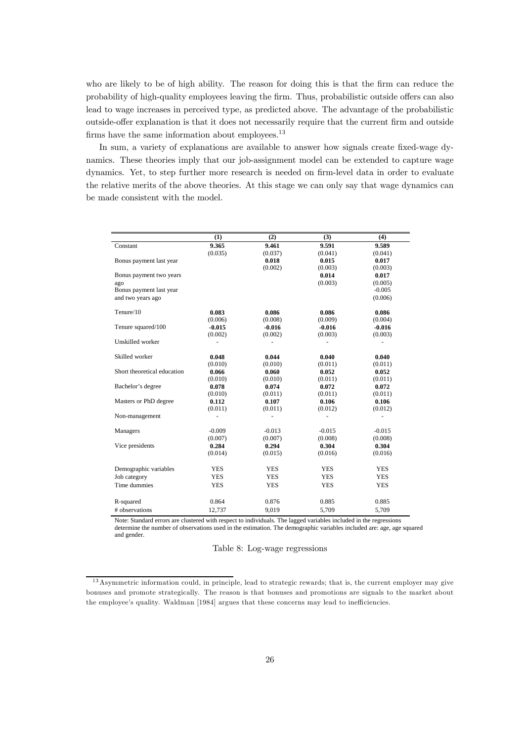who are likely to be of high ability. The reason for doing this is that the firm can reduce the probability of high-quality employees leaving the firm. Thus, probabilistic outside offers can also lead to wage increases in perceived type, as predicted above. The advantage of the probabilistic outside-offer explanation is that it does not necessarily require that the current firm and outside firms have the same information about employees.[13]

In sum, a variety of explanations are available to answer how signals create fixed-wage dynamics. These theories imply that our job-assignment model can be extended to capture wage dynamics. Yet, to step further more research is needed on firm-level data in order to evaluate the relative merits of the above theories. At this stage we can only say that wage dynamics can be made consistent with the model.

| | (1) | (2) | (3) | (4) |
|---|---|---|---|---|
| Constant | **9.365** | **9.461** | **9.591** | **9.589** |
| | (0.035) | (0.037) | (0.041) | (0.041) |
| Bonus payment last year | | **0.018** | **0.015** | **0.017** |
| | | (0.002) | (0.003) | (0.003) |
| Bonus payment two years ago | | | **0.014** | **0.017** |
| | | | (0.003) | (0.005) |
| Bonus payment last year and two years ago | | | | -0.005 |
| | | | | (0.006) |
| Tenure/10 | **0.083** | **0.086** | **0.086** | **0.086** |
| | (0.006) | (0.008) | (0.009) | (0.004) |
| Tenure squared/100 | **-0.015** | **-0.016** | **-0.016** | **-0.016** |
| | (0.002) | (0.002) | (0.003) | (0.003) |
| Unskilled worker | - | - | - | - |
| Skilled worker | **0.048** | **0.044** | **0.040** | **0.040** |
| | (0.010) | (0.010) | (0.011) | (0.011) |
| Short theoretical education | **0.066** | **0.060** | **0.052** | **0.052** |
| | (0.010) | (0.010) | (0.011) | (0.011) |
| Bachelor's degree | **0.078** | **0.074** | **0.072** | **0.072** |
| | (0.010) | (0.011) | (0.011) | (0.011) |
| Masters or PhD degree | **0.112** | **0.107** | **0.106** | **0.106** |
| | (0.011) | (0.011) | (0.012) | (0.012) |
| Non-management | - | - | - | - |
| Managers | -0.009 | -0.013 | -0.015 | -0.015 |
| | (0.007) | (0.007) | (0.008) | (0.008) |
| Vice presidents | **0.284** | **0.294** | **0.304** | **0.304** |
| | (0.014) | (0.015) | (0.016) | (0.016) |
| Demographic variables | YES | YES | YES | YES |
| Job category | YES | YES | YES | YES |
| Time dummies | YES | YES | YES | YES |
| R-squared | 0.864 | 0.876 | 0.885 | 0.885 |
| # observations | 12,737 | 9,019 | 5,709 | 5,709 |

Note: Standard errors are clustered with respect to individuals. The lagged variables included in the regressions determine the number of observations used in the estimation. The demographic variables included are: age, age squared and gender.

Table 8: Log-wage regressions

[13] Asymmetric information could, in principle, lead to strategic rewards; that is, the current employer may give bonuses and promote strategically. The reason is that bonuses and promotions are signals to the market about the employee's quality. Waldman [1984] argues that these concerns may lead to inefficiencies.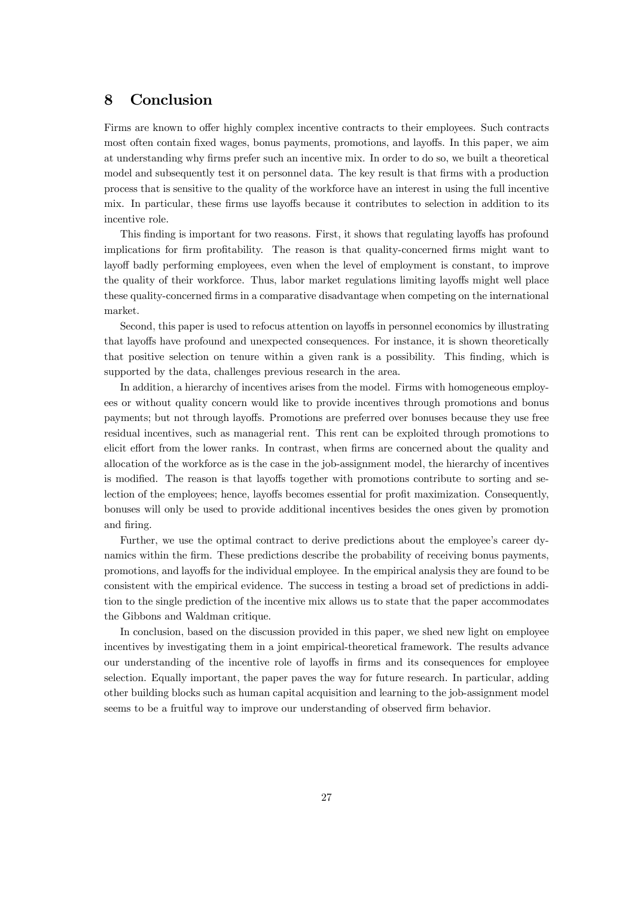## 8 Conclusion

Firms are known to offer highly complex incentive contracts to their employees. Such contracts most often contain fixed wages, bonus payments, promotions, and layoffs. In this paper, we aim at understanding why firms prefer such an incentive mix. In order to do so, we built a theoretical model and subsequently test it on personnel data. The key result is that firms with a production process that is sensitive to the quality of the workforce have an interest in using the full incentive mix. In particular, these firms use layoffs because it contributes to selection in addition to its incentive role.

This finding is important for two reasons. First, it shows that regulating layoffs has profound implications for firm profitability. The reason is that quality-concerned firms might want to layoff badly performing employees, even when the level of employment is constant, to improve the quality of their workforce. Thus, labor market regulations limiting layoffs might well place these quality-concerned firms in a comparative disadvantage when competing on the international market.

Second, this paper is used to refocus attention on layoffs in personnel economics by illustrating that layoffs have profound and unexpected consequences. For instance, it is shown theoretically that positive selection on tenure within a given rank is a possibility. This finding, which is supported by the data, challenges previous research in the area.

In addition, a hierarchy of incentives arises from the model. Firms with homogeneous employees or without quality concern would like to provide incentives through promotions and bonus payments; but not through layoffs. Promotions are preferred over bonuses because they use free residual incentives, such as managerial rent. This rent can be exploited through promotions to elicit effort from the lower ranks. In contrast, when firms are concerned about the quality and allocation of the workforce as is the case in the job-assignment model, the hierarchy of incentives is modified. The reason is that layoffs together with promotions contribute to sorting and selection of the employees; hence, layoffs becomes essential for profit maximization. Consequently, bonuses will only be used to provide additional incentives besides the ones given by promotion and firing.

Further, we use the optimal contract to derive predictions about the employee's career dynamics within the firm. These predictions describe the probability of receiving bonus payments, promotions, and layoffs for the individual employee. In the empirical analysis they are found to be consistent with the empirical evidence. The success in testing a broad set of predictions in addition to the single prediction of the incentive mix allows us to state that the paper accommodates the Gibbons and Waldman critique.

In conclusion, based on the discussion provided in this paper, we shed new light on employee incentives by investigating them in a joint empirical-theoretical framework. The results advance our understanding of the incentive role of layoffs in firms and its consequences for employee selection. Equally important, the paper paves the way for future research. In particular, adding other building blocks such as human capital acquisition and learning to the job-assignment model seems to be a fruitful way to improve our understanding of observed firm behavior.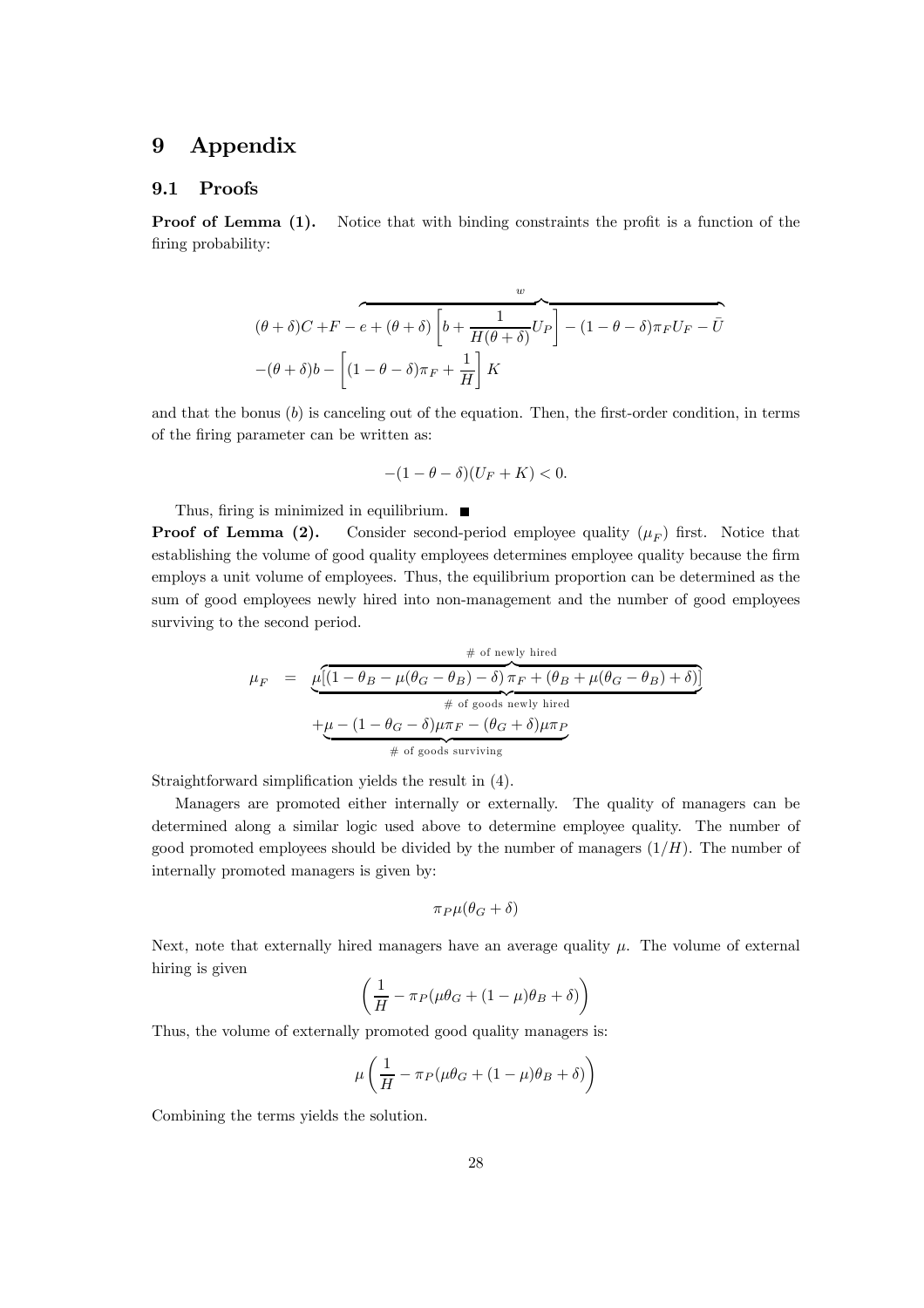# 9 Appendix

## 9.1 Proofs

**Proof of Lemma (1).** Notice that with binding constraints the profit is a function of the firing probability:

$$
\begin{aligned}
&(\theta+\delta)C + \overbrace{F - e + (\theta+\delta)\left[b + \frac{1}{H(\theta+\delta)}U_P\right] - (1-\theta-\delta)\pi_F U_F - \bar{U}}^{w} \\
&-(\theta+\delta)b - \left[(1-\theta-\delta)\pi_F + \frac{1}{H}\right]K
\end{aligned}
$$

and that the bonus ($b$) is canceling out of the equation. Then, the first-order condition, in terms of the firing parameter can be written as:

$$-(1-\theta-\delta)(U_F + K) < 0.$$

Thus, firing is minimized in equilibrium. ■

**Proof of Lemma (2).** Consider second-period employee quality ($\mu_F$) first. Notice that establishing the volume of good quality employees determines employee quality because the firm employs a unit volume of employees. Thus, the equilibrium proportion can be determined as the sum of good employees newly hired into non-management and the number of good employees surviving to the second period.

$$
\begin{aligned}
\mu_F \;=\; & \underbrace{\mu \overbrace{\left[\left(1-\theta_B-\mu(\theta_G-\theta_B)-\delta\right)\pi_F + \left(\theta_B+\mu(\theta_G-\theta_B)+\delta\right)\right]}^{\text{\# of newly hired}}}_{\text{\# of goods newly hired}} \\
& + \underbrace{\mu - (1-\theta_G-\delta)\mu\pi_F - (\theta_G+\delta)\mu\pi_P}_{\text{\# of goods surviving}}
\end{aligned}
$$

Straightforward simplification yields the result in (4).

Managers are promoted either internally or externally. The quality of managers can be determined along a similar logic used above to determine employee quality. The number of good promoted employees should be divided by the number of managers ($1/H$). The number of internally promoted managers is given by:

$$\pi_P \mu(\theta_G + \delta)$$

Next, note that externally hired managers have an average quality $\mu$. The volume of external hiring is given

$$\left(\frac{1}{H} - \pi_P(\mu\theta_G + (1-\mu)\theta_B + \delta)\right)$$

Thus, the volume of externally promoted good quality managers is:

$$\mu\left(\frac{1}{H} - \pi_P(\mu\theta_G + (1-\mu)\theta_B + \delta)\right)$$

Combining the terms yields the solution.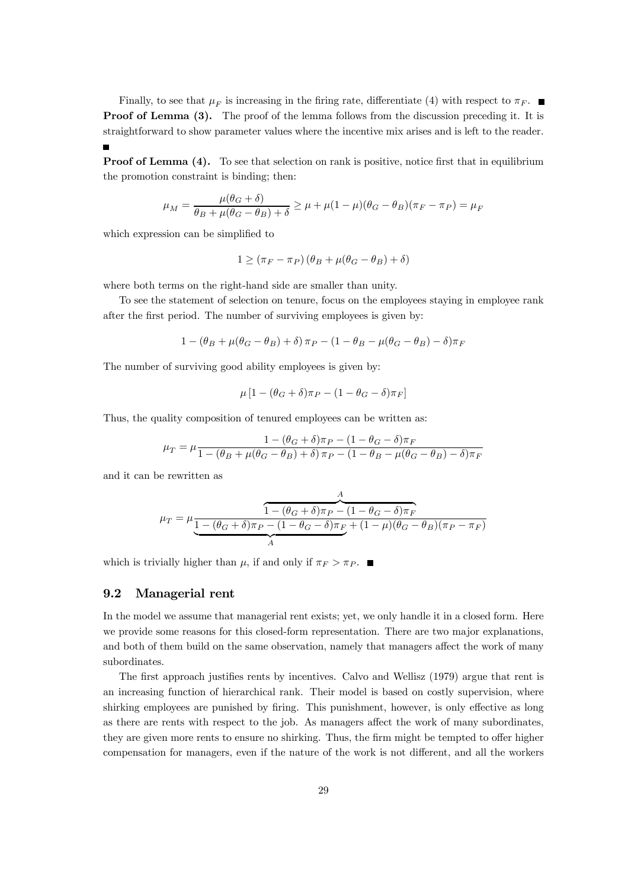Finally, to see that $\mu_F$ is increasing in the firing rate, differentiate (4) with respect to $\pi_F$. ■

**Proof of Lemma (3).** The proof of the lemma follows from the discussion preceding it. It is straightforward to show parameter values where the incentive mix arises and is left to the reader. ■

**Proof of Lemma (4).** To see that selection on rank is positive, notice first that in equilibrium the promotion constraint is binding; then:

$$\mu_M = \frac{\mu(\theta_G + \delta)}{\theta_B + \mu(\theta_G - \theta_B) + \delta} \geq \mu + \mu(1-\mu)(\theta_G - \theta_B)(\pi_F - \pi_P) = \mu_F$$

which expression can be simplified to

$$1 \geq (\pi_F - \pi_P)(\theta_B + \mu(\theta_G - \theta_B) + \delta)$$

where both terms on the right-hand side are smaller than unity.

To see the statement of selection on tenure, focus on the employees staying in employee rank after the first period. The number of surviving employees is given by:

$$1 - (\theta_B + \mu(\theta_G - \theta_B) + \delta)\,\pi_P - (1 - \theta_B - \mu(\theta_G - \theta_B) - \delta)\pi_F$$

The number of surviving good ability employees is given by:

$$\mu\left[1 - (\theta_G + \delta)\pi_P - (1 - \theta_G - \delta)\pi_F\right]$$

Thus, the quality composition of tenured employees can be written as:

$$\mu_T = \mu \frac{1 - (\theta_G + \delta)\pi_P - (1 - \theta_G - \delta)\pi_F}{1 - (\theta_B + \mu(\theta_G - \theta_B) + \delta)\,\pi_P - (1 - \theta_B - \mu(\theta_G - \theta_B) - \delta)\pi_F}$$

and it can be rewritten as

$$\mu_T = \mu \frac{\overbrace{1 - (\theta_G + \delta)\pi_P - (1 - \theta_G - \delta)\pi_F}^{A}}{\underbrace{1 - (\theta_G + \delta)\pi_P - (1 - \theta_G - \delta)\pi_F}_{A} + (1-\mu)(\theta_G - \theta_B)(\pi_P - \pi_F)}$$

which is trivially higher than $\mu$, if and only if $\pi_F > \pi_P$. ■

## 9.2 Managerial rent

In the model we assume that managerial rent exists; yet, we only handle it in a closed form. Here we provide some reasons for this closed-form representation. There are two major explanations, and both of them build on the same observation, namely that managers affect the work of many subordinates.

The first approach justifies rents by incentives. Calvo and Wellisz (1979) argue that rent is an increasing function of hierarchical rank. Their model is based on costly supervision, where shirking employees are punished by firing. This punishment, however, is only effective as long as there are rents with respect to the job. As managers affect the work of many subordinates, they are given more rents to ensure no shirking. Thus, the firm might be tempted to offer higher compensation for managers, even if the nature of the work is not different, and all the workers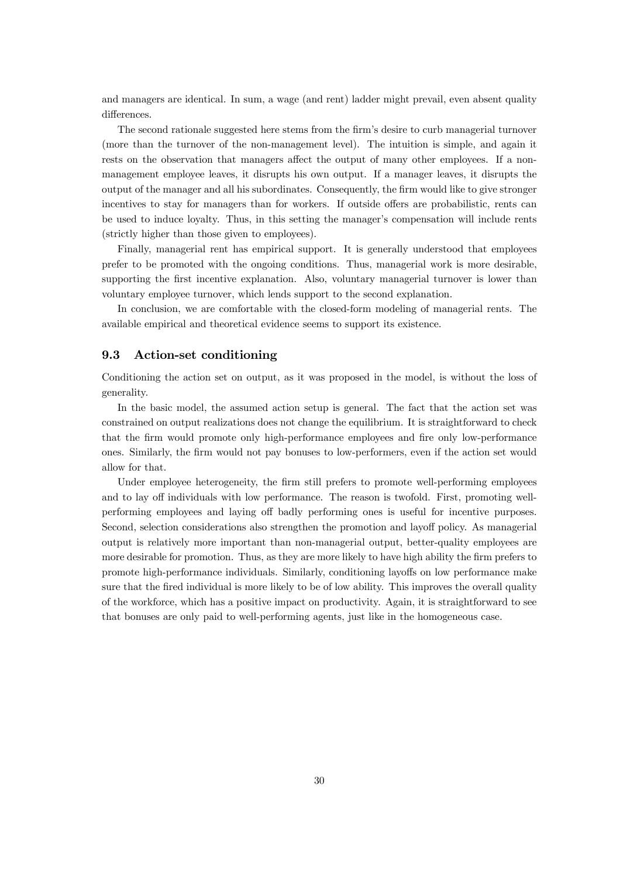and managers are identical. In sum, a wage (and rent) ladder might prevail, even absent quality differences.

The second rationale suggested here stems from the firm's desire to curb managerial turnover (more than the turnover of the non-management level). The intuition is simple, and again it rests on the observation that managers affect the output of many other employees. If a non-management employee leaves, it disrupts his own output. If a manager leaves, it disrupts the output of the manager and all his subordinates. Consequently, the firm would like to give stronger incentives to stay for managers than for workers. If outside offers are probabilistic, rents can be used to induce loyalty. Thus, in this setting the manager's compensation will include rents (strictly higher than those given to employees).

Finally, managerial rent has empirical support. It is generally understood that employees prefer to be promoted with the ongoing conditions. Thus, managerial work is more desirable, supporting the first incentive explanation. Also, voluntary managerial turnover is lower than voluntary employee turnover, which lends support to the second explanation.

In conclusion, we are comfortable with the closed-form modeling of managerial rents. The available empirical and theoretical evidence seems to support its existence.

### 9.3 Action-set conditioning

Conditioning the action set on output, as it was proposed in the model, is without the loss of generality.

In the basic model, the assumed action setup is general. The fact that the action set was constrained on output realizations does not change the equilibrium. It is straightforward to check that the firm would promote only high-performance employees and fire only low-performance ones. Similarly, the firm would not pay bonuses to low-performers, even if the action set would allow for that.

Under employee heterogeneity, the firm still prefers to promote well-performing employees and to lay off individuals with low performance. The reason is twofold. First, promoting well-performing employees and laying off badly performing ones is useful for incentive purposes. Second, selection considerations also strengthen the promotion and layoff policy. As managerial output is relatively more important than non-managerial output, better-quality employees are more desirable for promotion. Thus, as they are more likely to have high ability the firm prefers to promote high-performance individuals. Similarly, conditioning layoffs on low performance make sure that the fired individual is more likely to be of low ability. This improves the overall quality of the workforce, which has a positive impact on productivity. Again, it is straightforward to see that bonuses are only paid to well-performing agents, just like in the homogeneous case.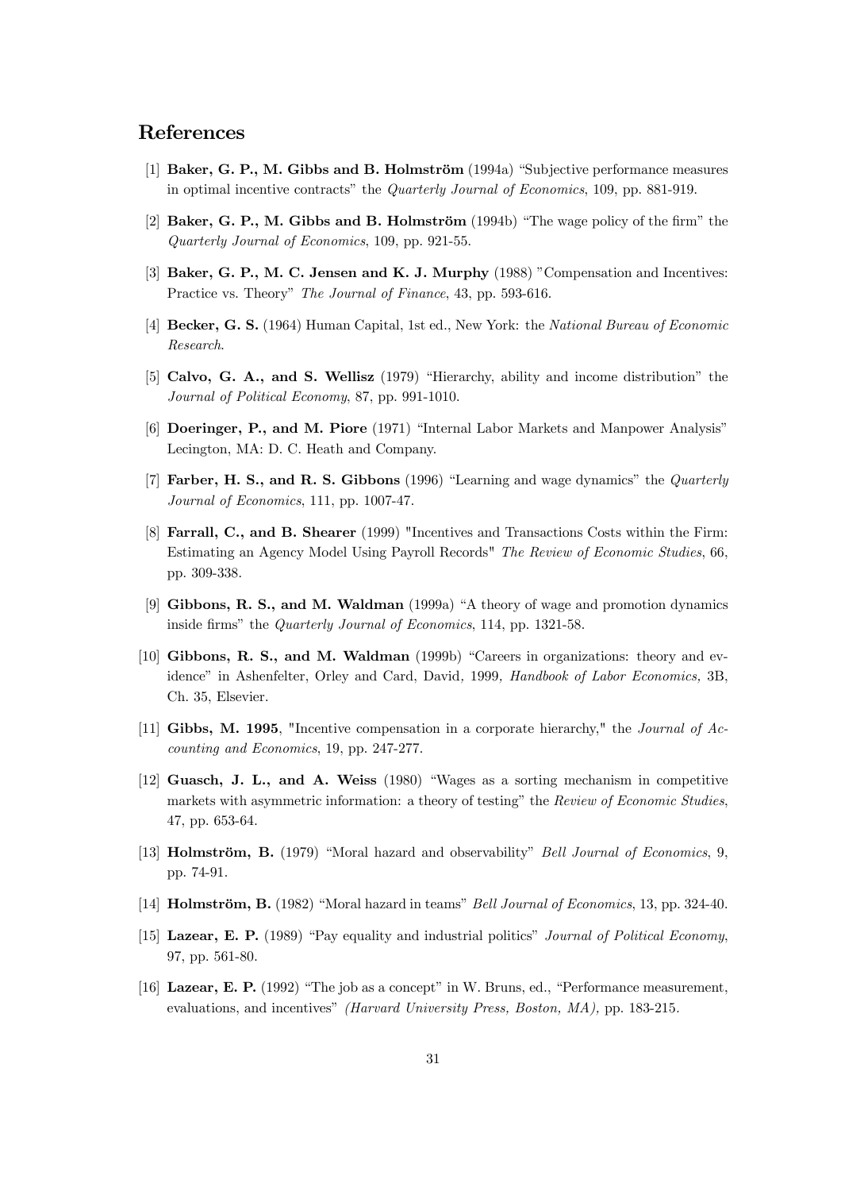## References

[1] **Baker, G. P., M. Gibbs and B. Holmström** (1994a) "Subjective performance measures in optimal incentive contracts" the *Quarterly Journal of Economics*, 109, pp. 881-919.

[2] **Baker, G. P., M. Gibbs and B. Holmström** (1994b) "The wage policy of the firm" the *Quarterly Journal of Economics*, 109, pp. 921-55.

[3] **Baker, G. P., M. C. Jensen and K. J. Murphy** (1988) "Compensation and Incentives: Practice vs. Theory" *The Journal of Finance*, 43, pp. 593-616.

[4] **Becker, G. S.** (1964) Human Capital, 1st ed., New York: the *National Bureau of Economic Research*.

[5] **Calvo, G. A., and S. Wellisz** (1979) "Hierarchy, ability and income distribution" the *Journal of Political Economy*, 87, pp. 991-1010.

[6] **Doeringer, P., and M. Piore** (1971) "Internal Labor Markets and Manpower Analysis" Lecington, MA: D. C. Heath and Company.

[7] **Farber, H. S., and R. S. Gibbons** (1996) "Learning and wage dynamics" the *Quarterly Journal of Economics*, 111, pp. 1007-47.

[8] **Farrall, C., and B. Shearer** (1999) "Incentives and Transactions Costs within the Firm: Estimating an Agency Model Using Payroll Records" *The Review of Economic Studies*, 66, pp. 309-338.

[9] **Gibbons, R. S., and M. Waldman** (1999a) "A theory of wage and promotion dynamics inside firms" the *Quarterly Journal of Economics*, 114, pp. 1321-58.

[10] **Gibbons, R. S., and M. Waldman** (1999b) "Careers in organizations: theory and evidence" in Ashenfelter, Orley and Card, David, 1999*, Handbook of Labor Economics*, 3B, Ch. 35, Elsevier.

[11] **Gibbs, M. 1995**, "Incentive compensation in a corporate hierarchy," the *Journal of Accounting and Economics*, 19, pp. 247-277.

[12] **Guasch, J. L., and A. Weiss** (1980) "Wages as a sorting mechanism in competitive markets with asymmetric information: a theory of testing" the *Review of Economic Studies*, 47, pp. 653-64.

[13] **Holmström, B.** (1979) "Moral hazard and observability" *Bell Journal of Economics*, 9, pp. 74-91.

[14] **Holmström, B.** (1982) "Moral hazard in teams" *Bell Journal of Economics*, 13, pp. 324-40.

[15] **Lazear, E. P.** (1989) "Pay equality and industrial politics" *Journal of Political Economy*, 97, pp. 561-80.

[16] **Lazear, E. P.** (1992) "The job as a concept" in W. Bruns, ed., "Performance measurement, evaluations, and incentives" *(Harvard University Press, Boston, MA)*, pp. 183-215.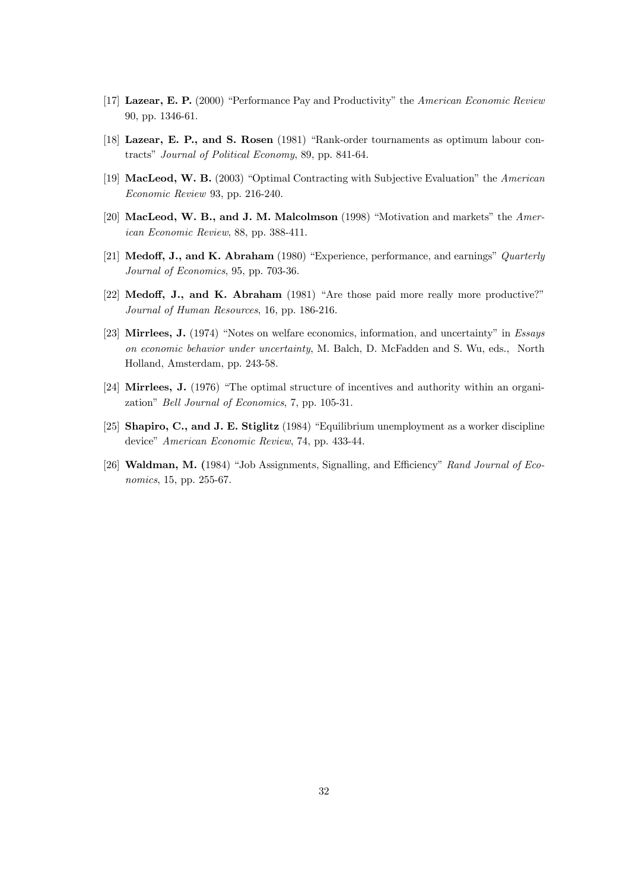[17] **Lazear, E. P.** (2000) "Performance Pay and Productivity" the *American Economic Review* 90, pp. 1346-61.

[18] **Lazear, E. P., and S. Rosen** (1981) "Rank-order tournaments as optimum labour contracts" *Journal of Political Economy*, 89, pp. 841-64.

[19] **MacLeod, W. B.** (2003) "Optimal Contracting with Subjective Evaluation" the *American Economic Review* 93, pp. 216-240.

[20] **MacLeod, W. B., and J. M. Malcolmson** (1998) "Motivation and markets" the *American Economic Review*, 88, pp. 388-411.

[21] **Medoff, J., and K. Abraham** (1980) "Experience, performance, and earnings" *Quarterly Journal of Economics*, 95, pp. 703-36.

[22] **Medoff, J., and K. Abraham** (1981) "Are those paid more really more productive?" *Journal of Human Resources*, 16, pp. 186-216.

[23] **Mirrlees, J.** (1974) "Notes on welfare economics, information, and uncertainty" in *Essays on economic behavior under uncertainty*, M. Balch, D. McFadden and S. Wu, eds., North Holland, Amsterdam, pp. 243-58.

[24] **Mirrlees, J.** (1976) "The optimal structure of incentives and authority within an organization" *Bell Journal of Economics*, 7, pp. 105-31.

[25] **Shapiro, C., and J. E. Stiglitz** (1984) "Equilibrium unemployment as a worker discipline device" *American Economic Review*, 74, pp. 433-44.

[26] **Waldman, M. (**1984) "Job Assignments, Signalling, and Efficiency" *Rand Journal of Economics*, 15, pp. 255-67.